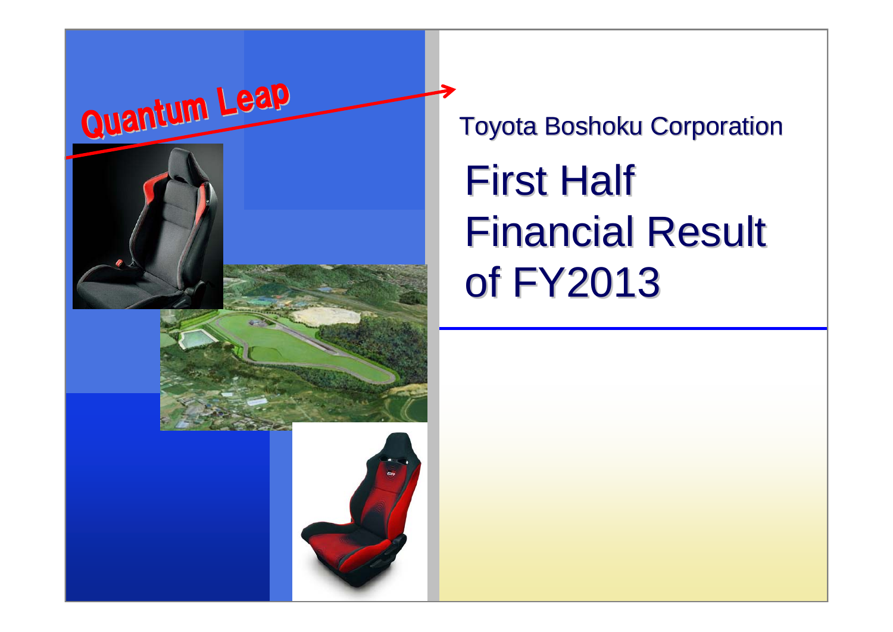Quantum Leap

Toyota Boshoku Corporation

# First Half Financial Result of FY2013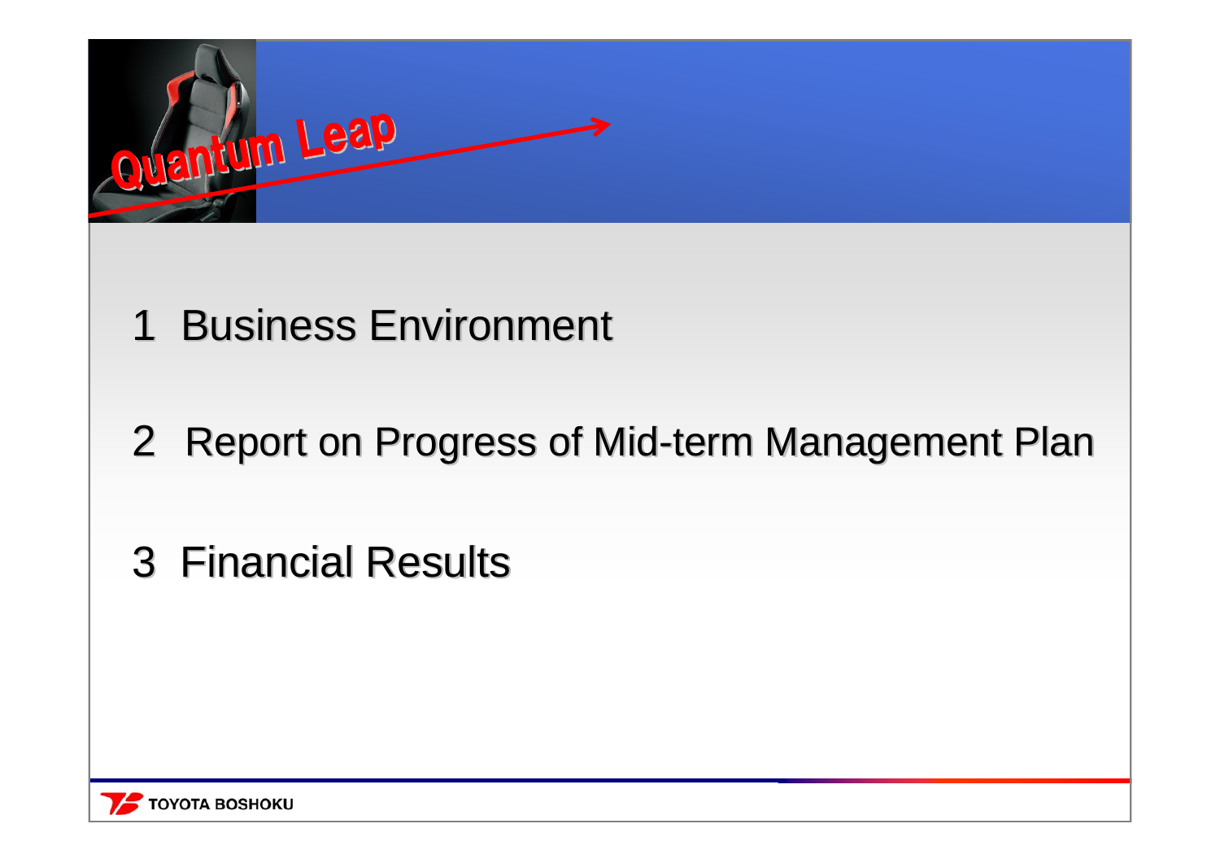Quantum Leap

1 Business Environment

2 Report on Progress of Mid-term Management Plan

3 Financial Results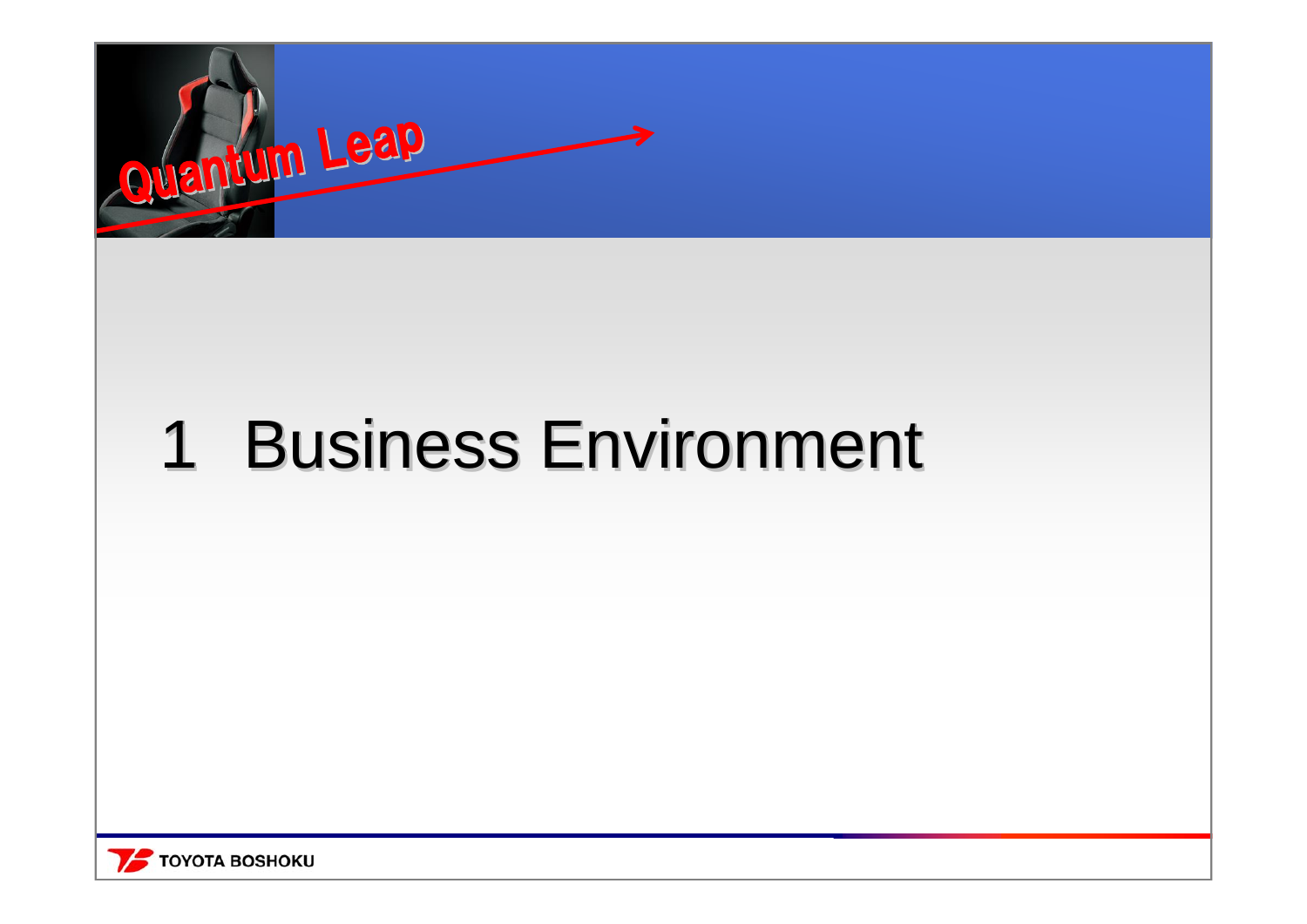# 1 Business Environment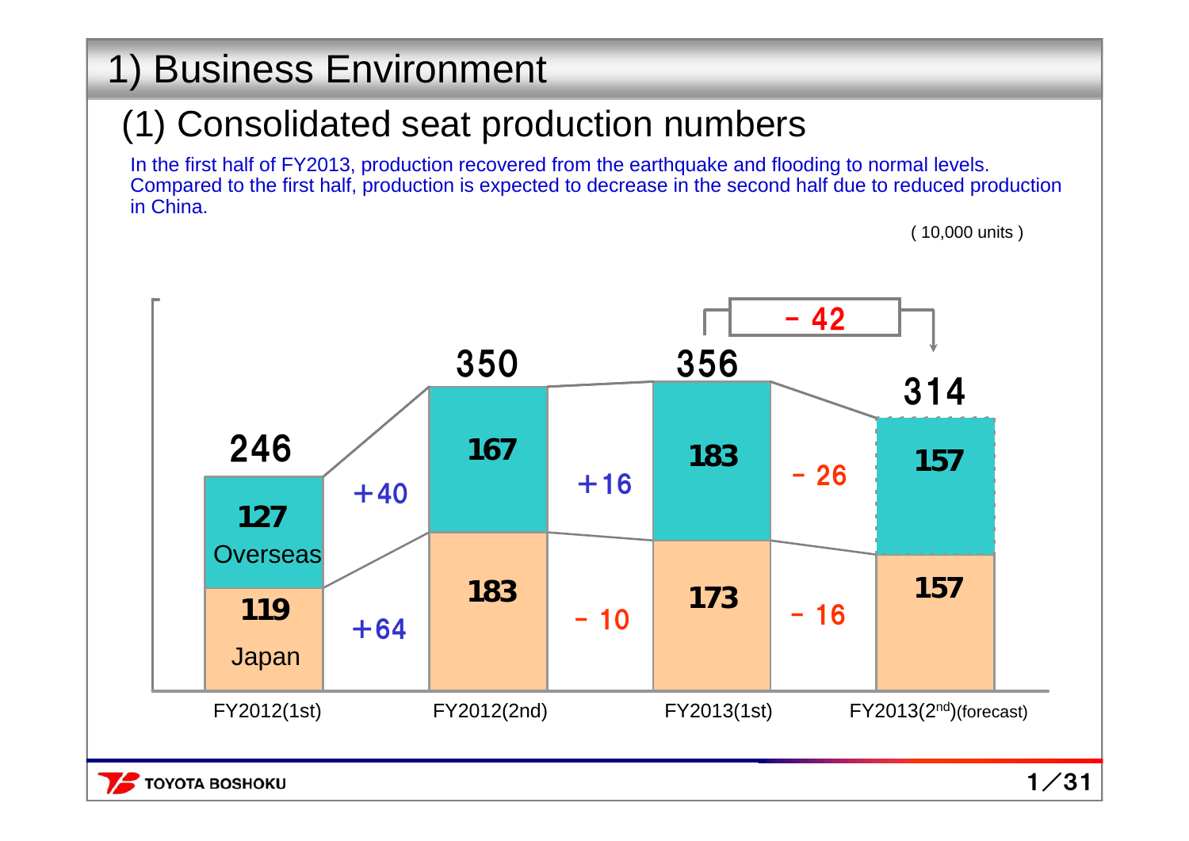# 1) Business Environment

## (1) Consolidated seat production numbers

In the first half of FY2013, production recovered from the earthquake and flooding to normal levels. Compared to the first half, production is expected to decrease in the second half due to reduced production in China.

( 10,000 units )

| | FY2012(1st) | Change | FY2012(2nd) | Change | FY2013(1st) | Change | FY2013(2nd)(forecast) |
|---|---|---|---|---|---|---|---|
| Overseas | 127 | +40 | 167 | +16 | 183 | －26 | 157 |
| Japan | 119 | +64 | 183 | －10 | 173 | －16 | 157 |
| Total | 246 | | 350 | | 356 | －42 | 314 |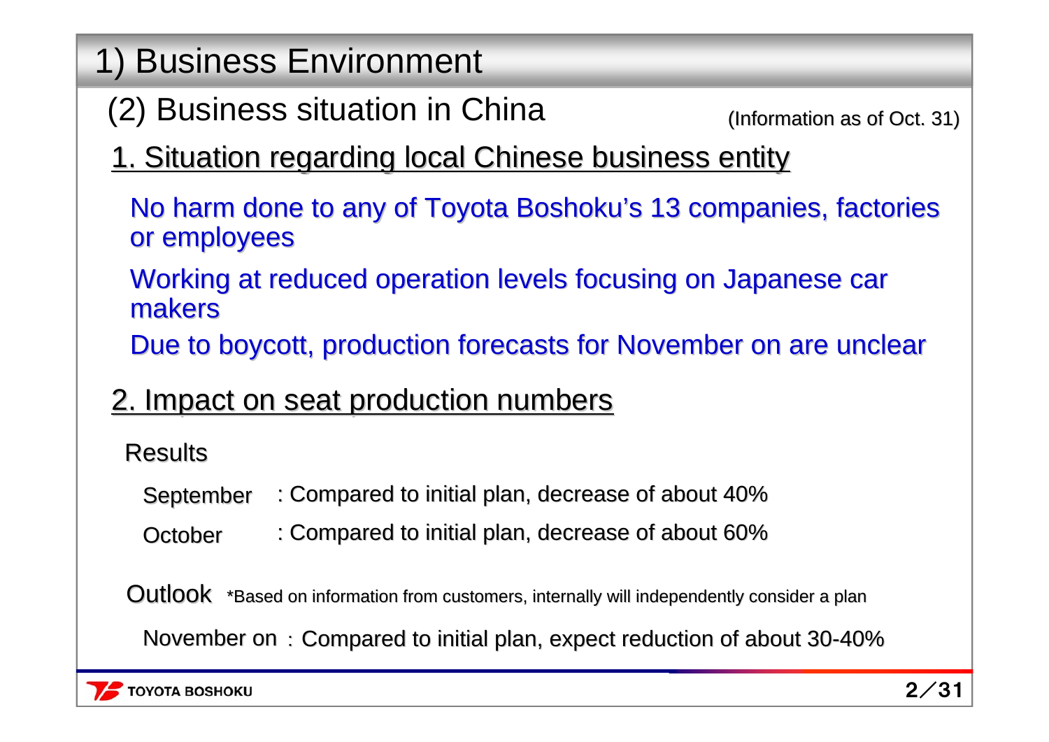# 1) Business Environment

## (2) Business situation in China

(Information as of Oct. 31)

### 1. Situation regarding local Chinese business entity

No harm done to any of Toyota Boshoku's 13 companies, factories or employees

Working at reduced operation levels focusing on Japanese car makers

Due to boycott, production forecasts for November on are unclear

### 2. Impact on seat production numbers

Results

- September : Compared to initial plan, decrease of about 40%
- October : Compared to initial plan, decrease of about 60%

Outlook *Based on information from customers, internally will independently consider a plan

- November on : Compared to initial plan, expect reduction of about 30-40%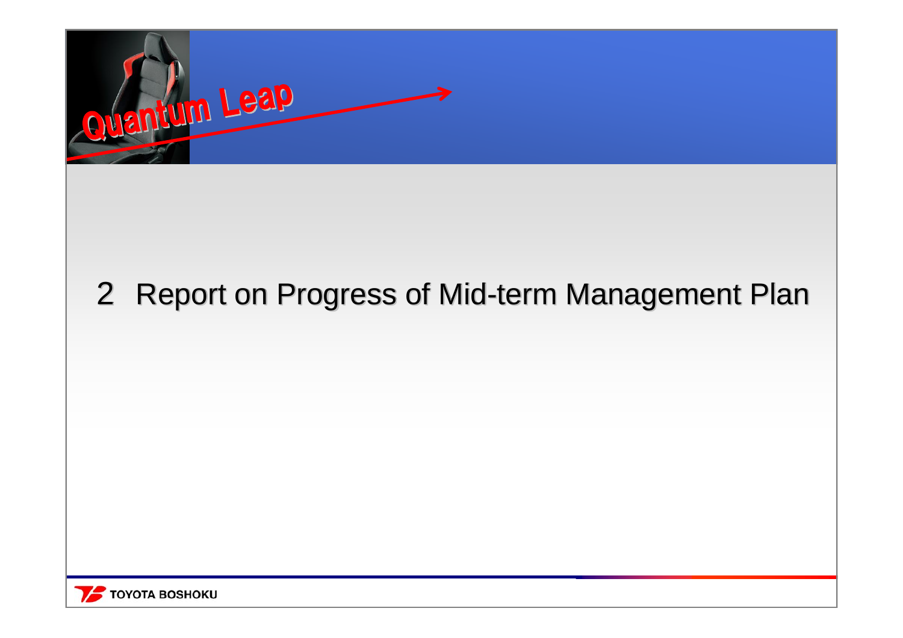# 2 Report on Progress of Mid-term Management Plan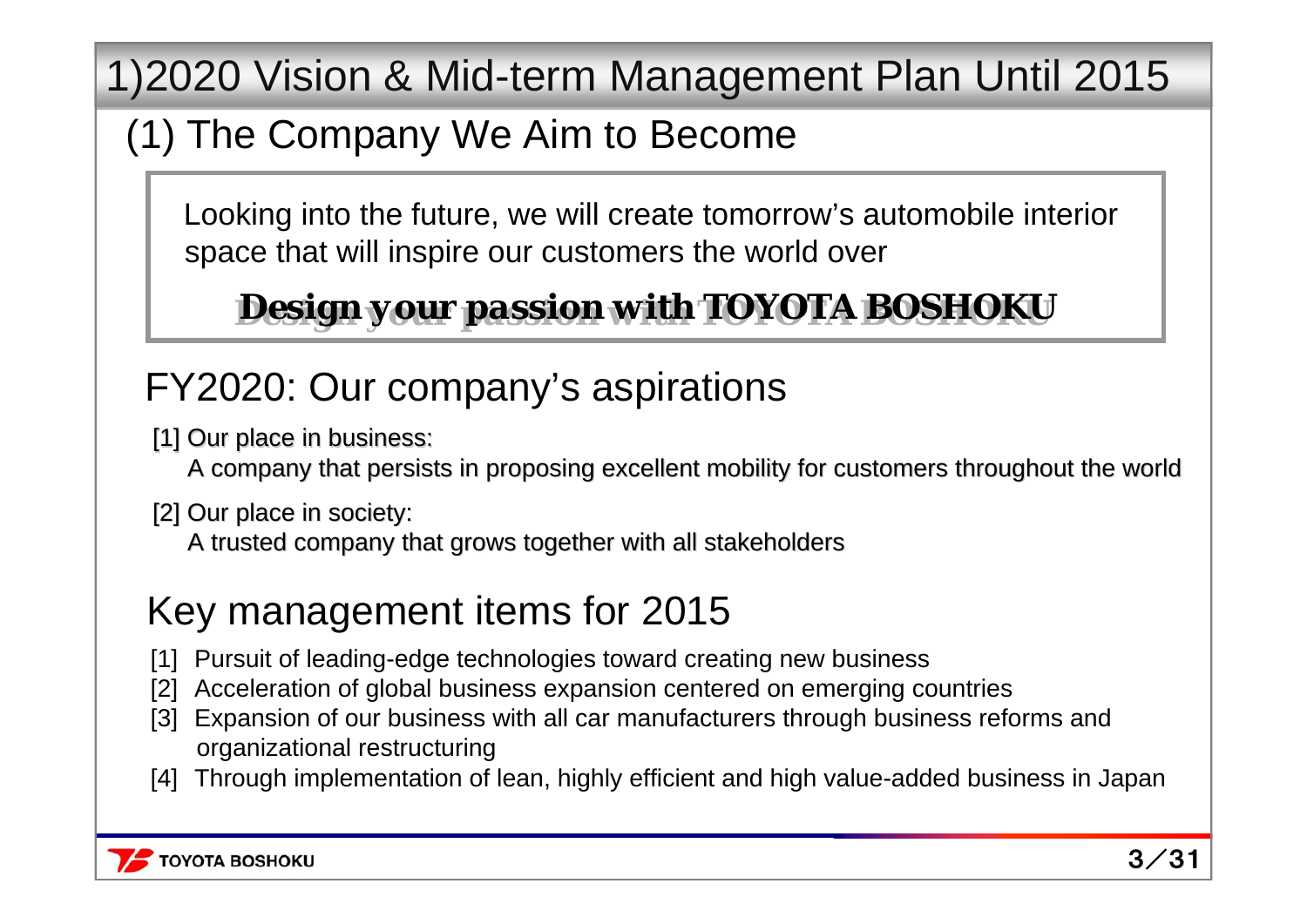# 1)2020 Vision & Mid-term Management Plan Until 2015

## (1) The Company We Aim to Become

Looking into the future, we will create tomorrow's automobile interior space that will inspire our customers the world over

**Design your passion with TOYOTA BOSHOKU**

### FY2020: Our company's aspirations

[1] Our place in business:
A company that persists in proposing excellent mobility for customers throughout the world

[2] Our place in society:
A trusted company that grows together with all stakeholders

### Key management items for 2015

[1] Pursuit of leading-edge technologies toward creating new business
[2] Acceleration of global business expansion centered on emerging countries
[3] Expansion of our business with all car manufacturers through business reforms and organizational restructuring
[4] Through implementation of lean, highly efficient and high value-added business in Japan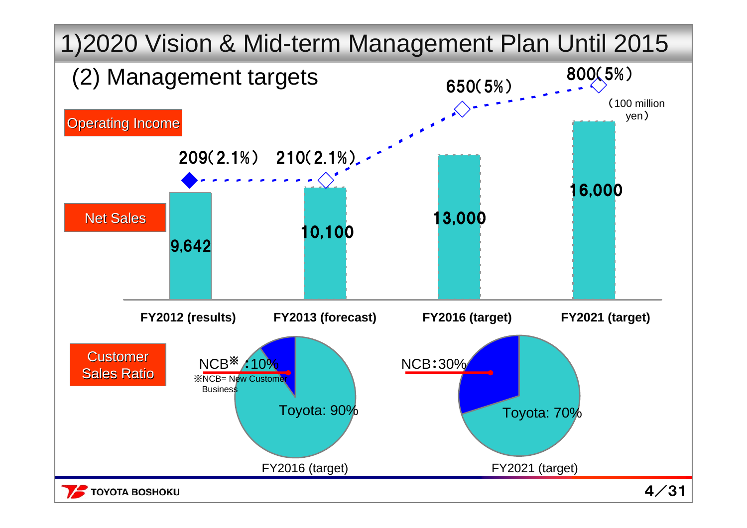# 1)2020 Vision & Mid-term Management Plan Until 2015

## (2) Management targets

(100 million yen)

| | FY2012 (results) | FY2013 (forecast) | FY2016 (target) | FY2021 (target) |
|---|---|---|---|---|
| Operating Income | 209(2.1%) | 210(2.1%) | 650(5%) | 800(5%) |
| Net Sales | 9,642 | 10,100 | 13,000 | 16,000 |

**Customer Sales Ratio**

| | FY2016 (target) | FY2021 (target) |
|---|---|---|
| NCB※ | 10% | 30% |
| Toyota | 90% | 70% |

※NCB= New Customer Business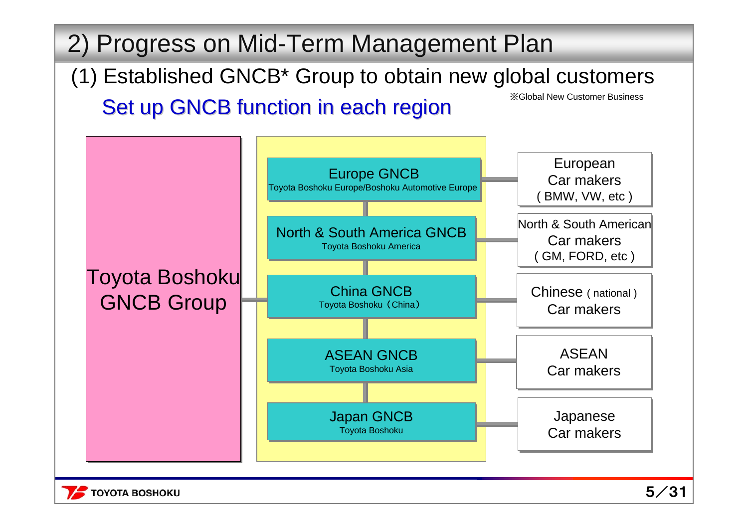# 2) Progress on Mid-Term Management Plan

## (1) Established GNCB* Group to obtain new global customers

※Global New Customer Business

### Set up GNCB function in each region

**Toyota Boshoku GNCB Group**

| GNCB | Car makers |
|---|---|
| Europe GNCB<br>Toyota Boshoku Europe/Boshoku Automotive Europe | European Car makers ( BMW, VW, etc ) |
| North & South America GNCB<br>Toyota Boshoku America | North & South American Car makers ( GM, FORD, etc ) |
| China GNCB<br>Toyota Boshoku（China） | Chinese ( national ) Car makers |
| ASEAN GNCB<br>Toyota Boshoku Asia | ASEAN Car makers |
| Japan GNCB<br>Toyota Boshoku | Japanese Car makers |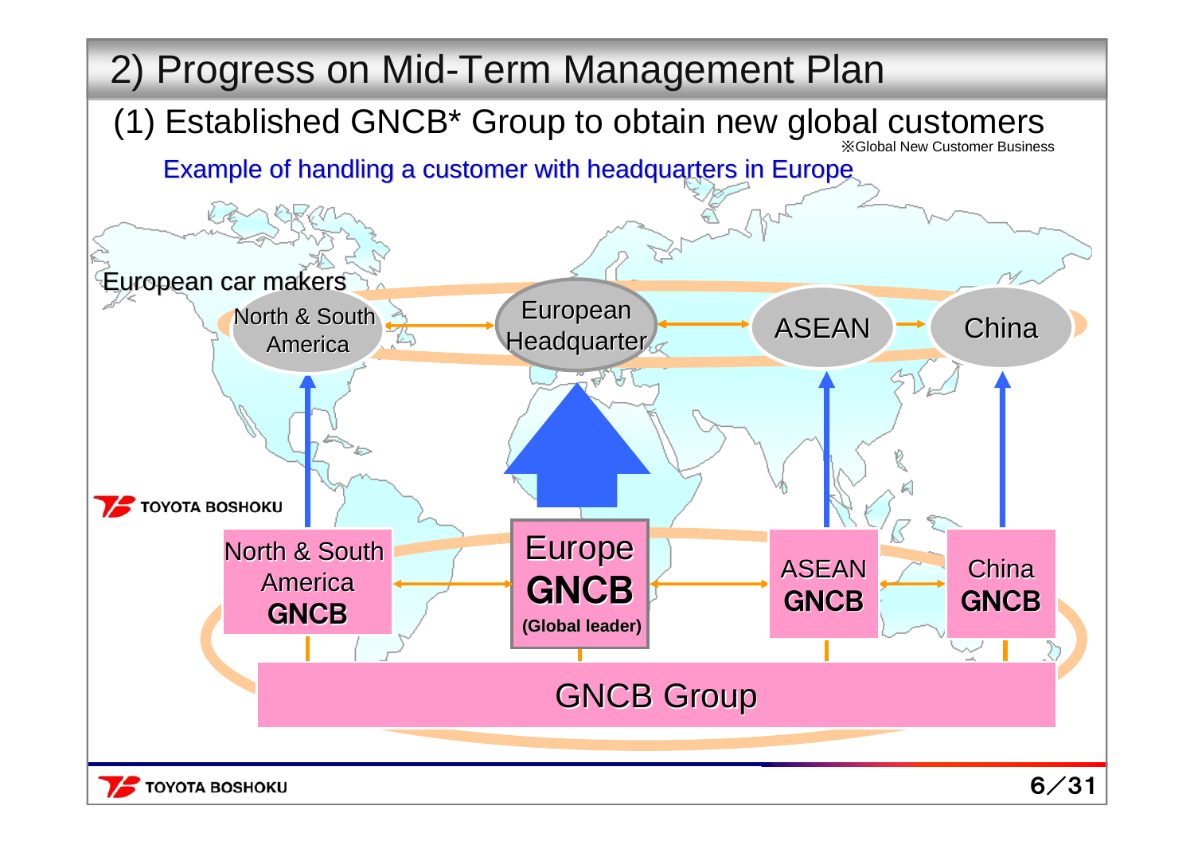# 2) Progress on Mid-Term Management Plan

## (1) Established GNCB* Group to obtain new global customers

※Global New Customer Business

Example of handling a customer with headquarters in Europe

European car makers

North & South America ⟷ European Headquarter ⟷ ASEAN ⟷ China

North & South America GNCB ⟷ Europe GNCB (Global leader) ⟷ ASEAN GNCB ⟷ China GNCB

GNCB Group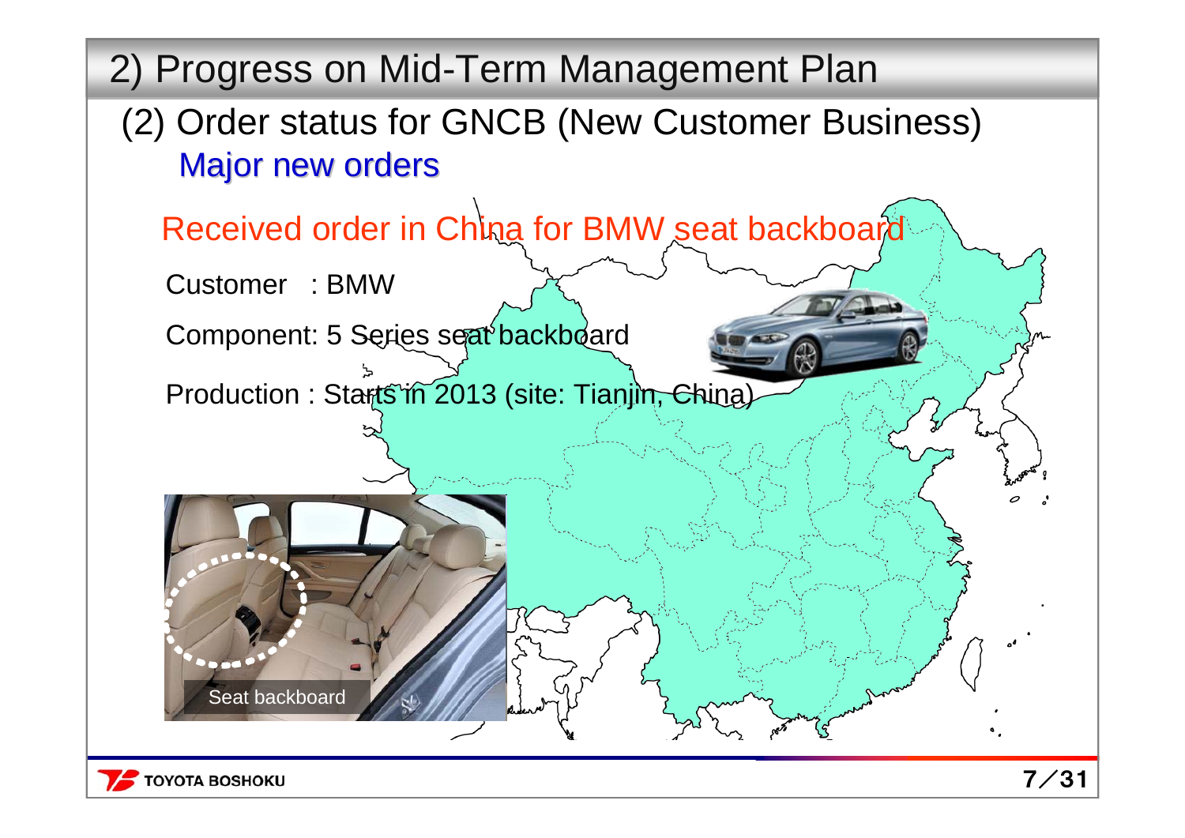## 2) Progress on Mid-Term Management Plan

### (2) Order status for GNCB (New Customer Business)

Major new orders

Received order in China for BMW seat backboard

Customer : BMW

Component: 5 Series seat backboard

Production : Starts in 2013 (site: Tianjin, China)

Seat backboard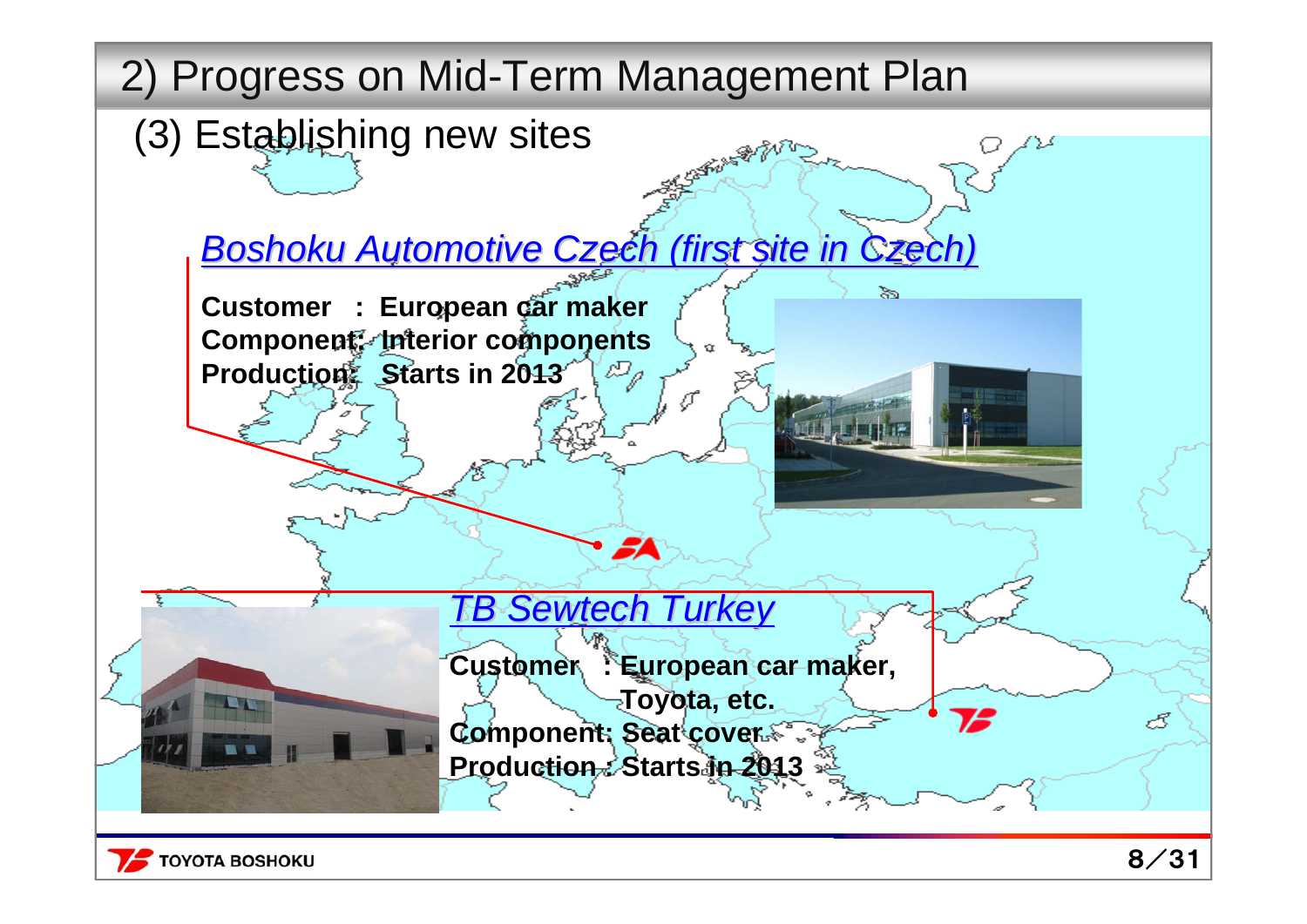# 2) Progress on Mid-Term Management Plan

## (3) Establishing new sites

### Boshoku Automotive Czech (first site in Czech)

**Customer : European car maker**
**Component: Interior components**
**Production: Starts in 2013**

### TB Sewtech Turkey

**Customer : European car maker, Toyota, etc.**
**Component: Seat cover**
**Production : Starts in 2013**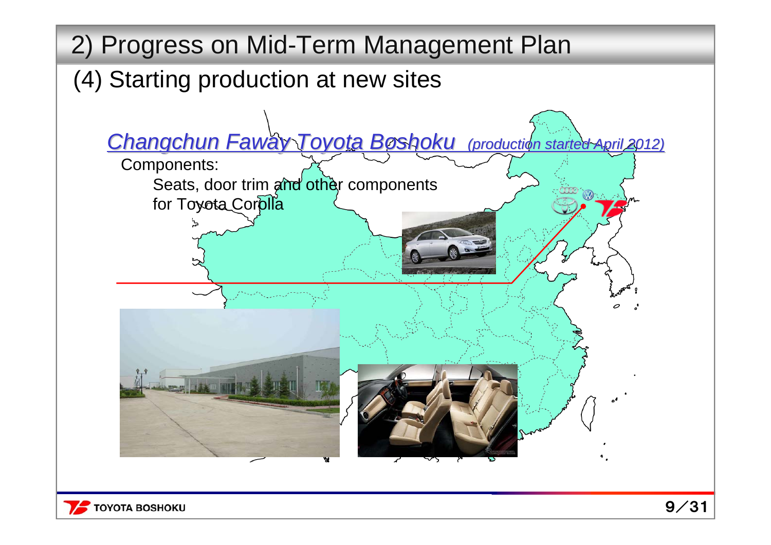# 2) Progress on Mid-Term Management Plan

## (4) Starting production at new sites

*Changchun Faway Toyota Boshoku* *(production started April 2012)*

Components:

Seats, door trim and other components for Toyota Corolla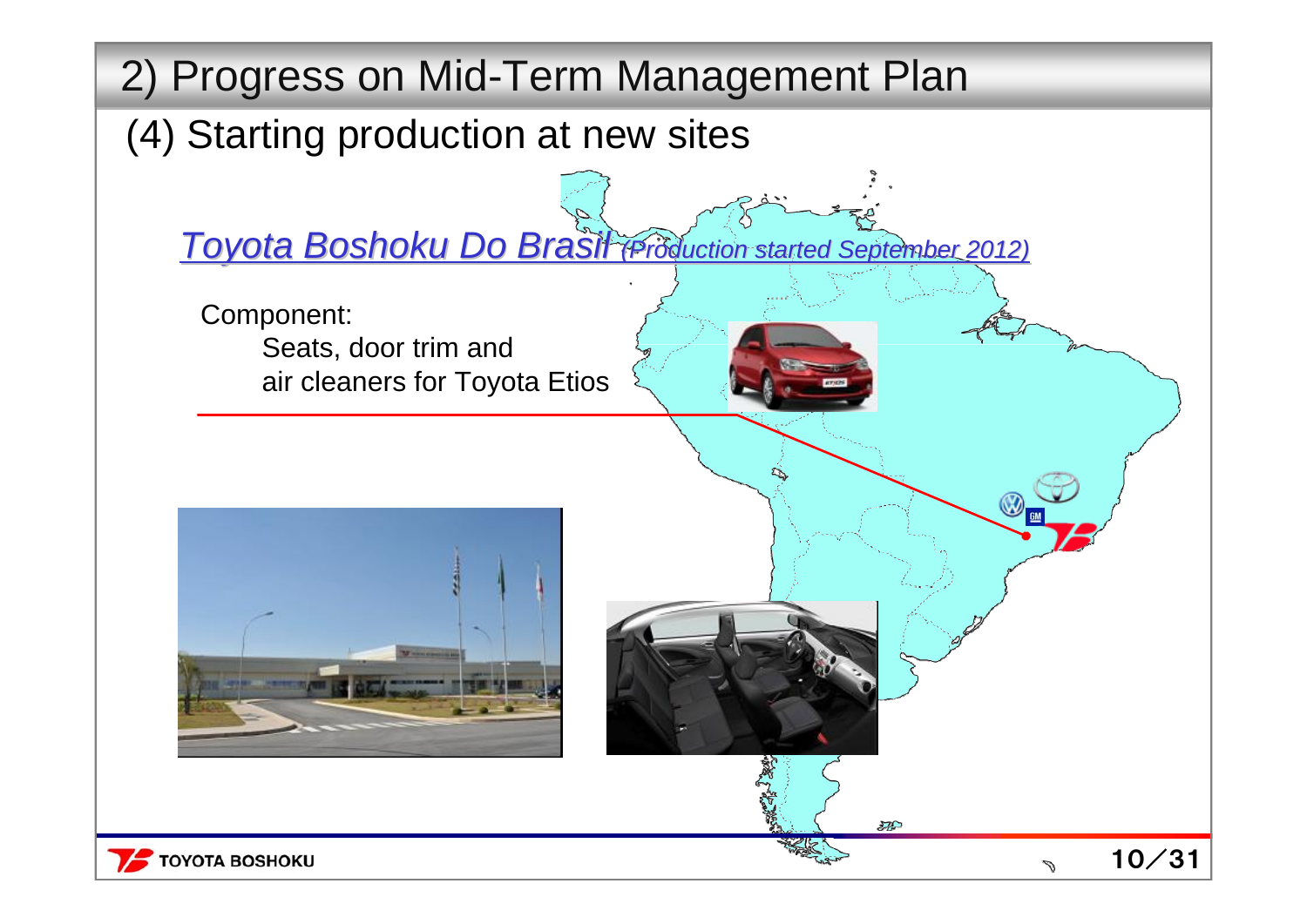# 2) Progress on Mid-Term Management Plan

## (4) Starting production at new sites

*Toyota Boshoku Do Brasil (Production started September 2012)*

Component:

Seats, door trim and air cleaners for Toyota Etios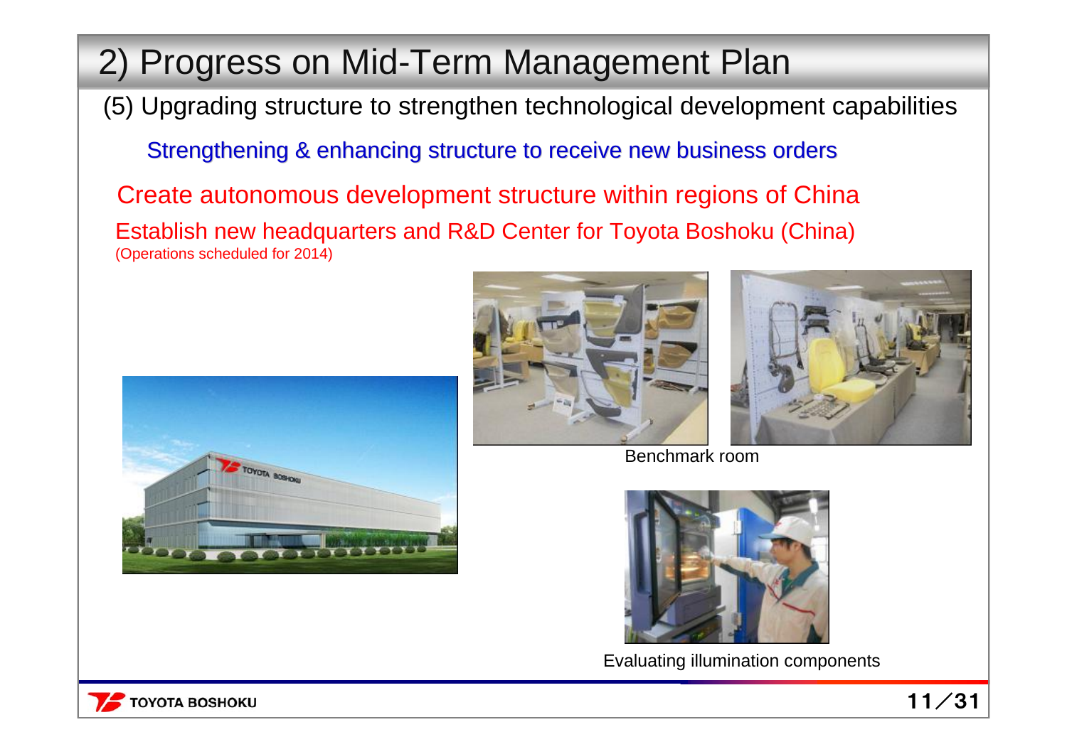# 2) Progress on Mid-Term Management Plan

(5) Upgrading structure to strengthen technological development capabilities

Strengthening & enhancing structure to receive new business orders

Create autonomous development structure within regions of China

Establish new headquarters and R&D Center for Toyota Boshoku (China)
(Operations scheduled for 2014)

Benchmark room

Evaluating illumination components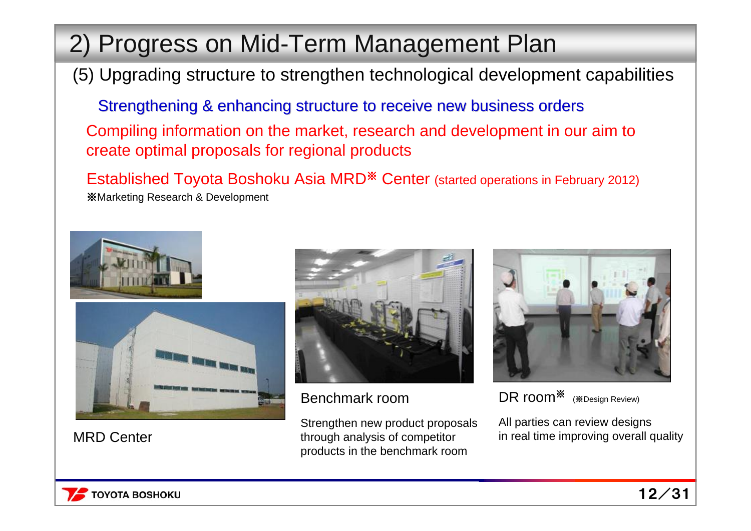# 2) Progress on Mid-Term Management Plan

## (5) Upgrading structure to strengthen technological development capabilities

### Strengthening & enhancing structure to receive new business orders

Compiling information on the market, research and development in our aim to create optimal proposals for regional products

Established Toyota Boshoku Asia MRD※ Center (started operations in February 2012)

※Marketing Research & Development

MRD Center

**Benchmark room**

Strengthen new product proposals through analysis of competitor products in the benchmark room

**DR room※** (※Design Review)

All parties can review designs in real time improving overall quality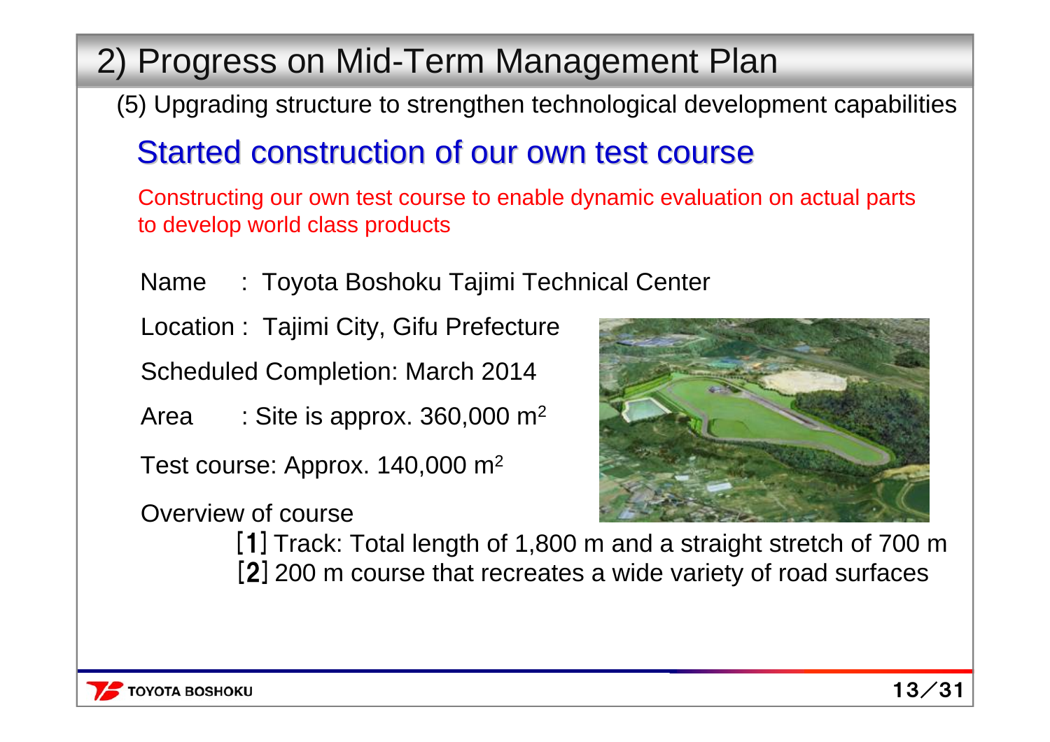# 2) Progress on Mid-Term Management Plan

(5) Upgrading structure to strengthen technological development capabilities

## Started construction of our own test course

Constructing our own test course to enable dynamic evaluation on actual parts to develop world class products

Name : Toyota Boshoku Tajimi Technical Center

Location : Tajimi City, Gifu Prefecture

Scheduled Completion: March 2014

Area : Site is approx. 360,000 $m^2$

Test course: Approx. 140,000 $m^2$

Overview of course

[1] Track: Total length of 1,800 m and a straight stretch of 700 m

[2] 200 m course that recreates a wide variety of road surfaces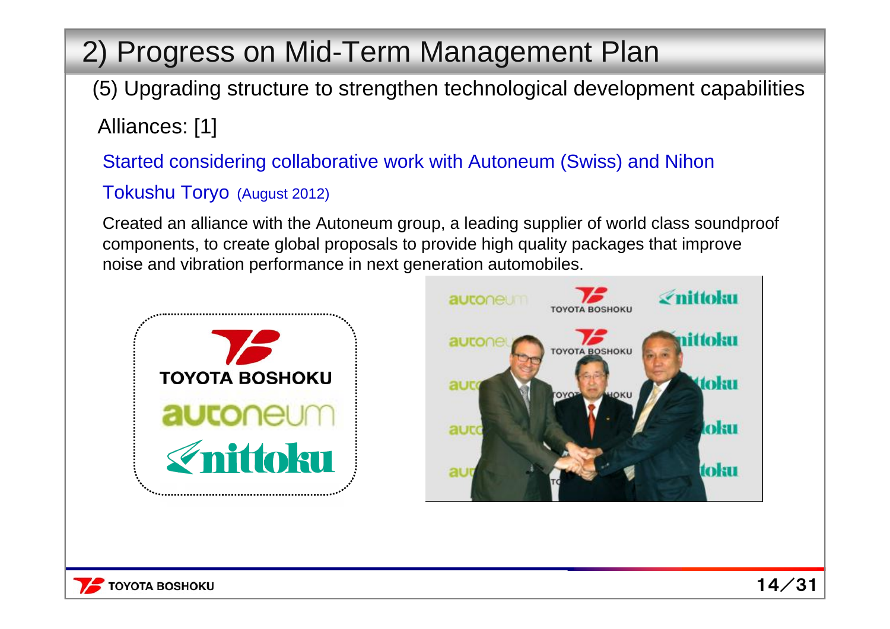# 2) Progress on Mid-Term Management Plan

## (5) Upgrading structure to strengthen technological development capabilities

### Alliances: [1]

Started considering collaborative work with Autoneum (Swiss) and Nihon Tokushu Toryo (August 2012)

Created an alliance with the Autoneum group, a leading supplier of world class soundproof components, to create global proposals to provide high quality packages that improve noise and vibration performance in next generation automobiles.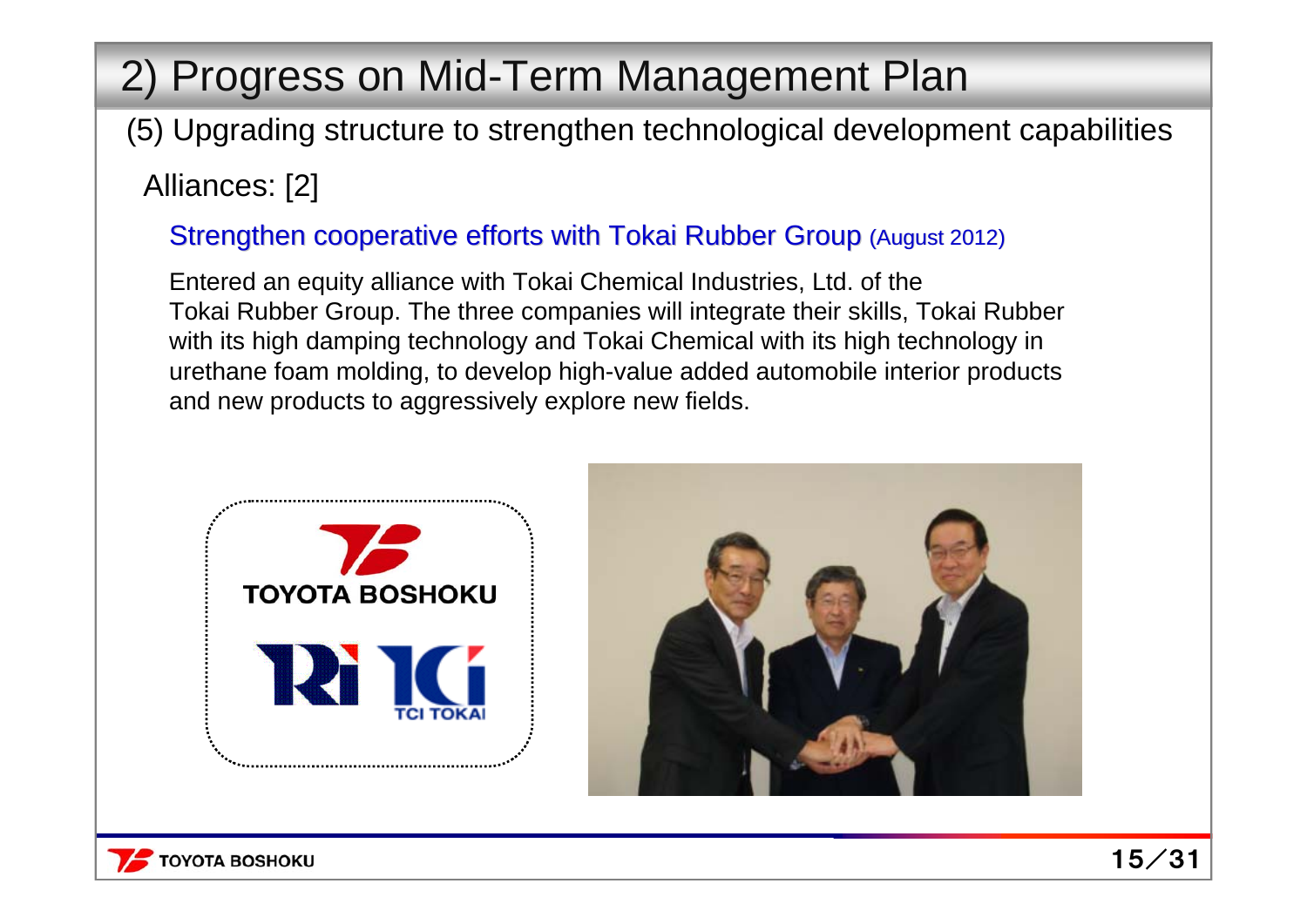# 2) Progress on Mid-Term Management Plan

## (5) Upgrading structure to strengthen technological development capabilities

### Alliances: [2]

**Strengthen cooperative efforts with Tokai Rubber Group** (August 2012)

Entered an equity alliance with Tokai Chemical Industries, Ltd. of the Tokai Rubber Group. The three companies will integrate their skills, Tokai Rubber with its high damping technology and Tokai Chemical with its high technology in urethane foam molding, to develop high-value added automobile interior products and new products to aggressively explore new fields.

TOYOTA BOSHOKU

TCI TOKAI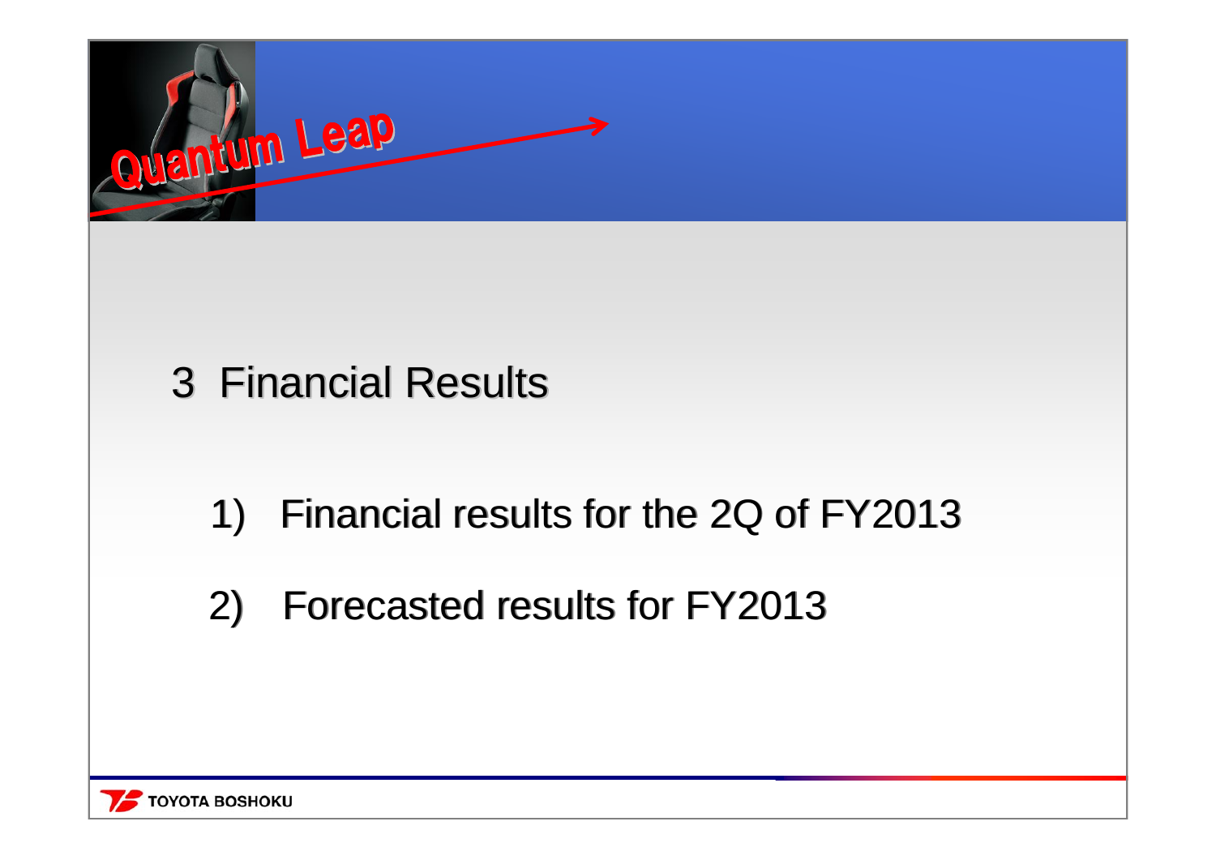# 3 Financial Results

1) Financial results for the 2Q of FY2013

2) Forecasted results for FY2013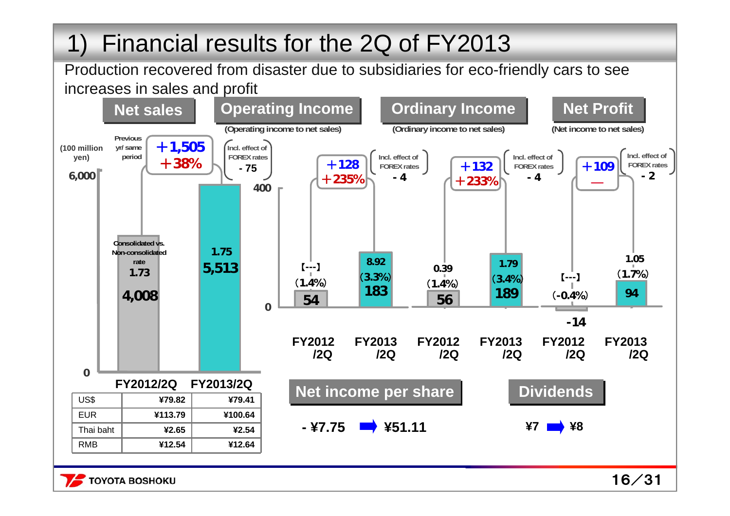# 1) Financial results for the 2Q of FY2013

Production recovered from disaster due to subsidiaries for eco-friendly cars to see increases in sales and profit

## Net sales

(100 million yen)

| | FY2012/2Q | FY2013/2Q |
|---|---|---|
| Net sales | 4,008 | 5,513 |
| Consolidated vs. Non-consolidated rate | 1.73 | 1.75 |

Previous yr/ same period: +1,505 / +38%

Incl. effect of FOREX rates: - 75

## Operating Income

(Operating income to net sales)

| | FY2012/2Q | FY2013/2Q |
|---|---|---|
| Operating Income | 54 | 183 |
| Ratio to net sales | (1.4%) | (3.3%) |
| Consolidated vs. Non-consolidated rate | [---] | 8.92 |

+128 / +235%

Incl. effect of FOREX rates: - 4

## Ordinary Income

(Ordinary income to net sales)

| | FY2012/2Q | FY2013/2Q |
|---|---|---|
| Ordinary Income | 56 | 189 |
| Ratio to net sales | (1.4%) | (3.4%) |
| Consolidated vs. Non-consolidated rate | 0.39 | 1.79 |

+132 / +233%

Incl. effect of FOREX rates: - 4

## Net Profit

(Net income to net sales)

| | FY2012/2Q | FY2013/2Q |
|---|---|---|
| Net Profit | -14 | 94 |
| Ratio to net sales | (-0.4%) | (1.7%) |
| Consolidated vs. Non-consolidated rate | [---] | 1.05 |

+109 / —

Incl. effect of FOREX rates: - 2

## Exchange rates

| | FY2012/2Q | FY2013/2Q |
|---|---|---|
| US$ | ¥79.82 | ¥79.41 |
| EUR | ¥113.79 | ¥100.64 |
| Thai baht | ¥2.65 | ¥2.54 |
| RMB | ¥12.54 | ¥12.64 |

## Net income per share

- ¥7.75 → ¥51.11

## Dividends

¥7 → ¥8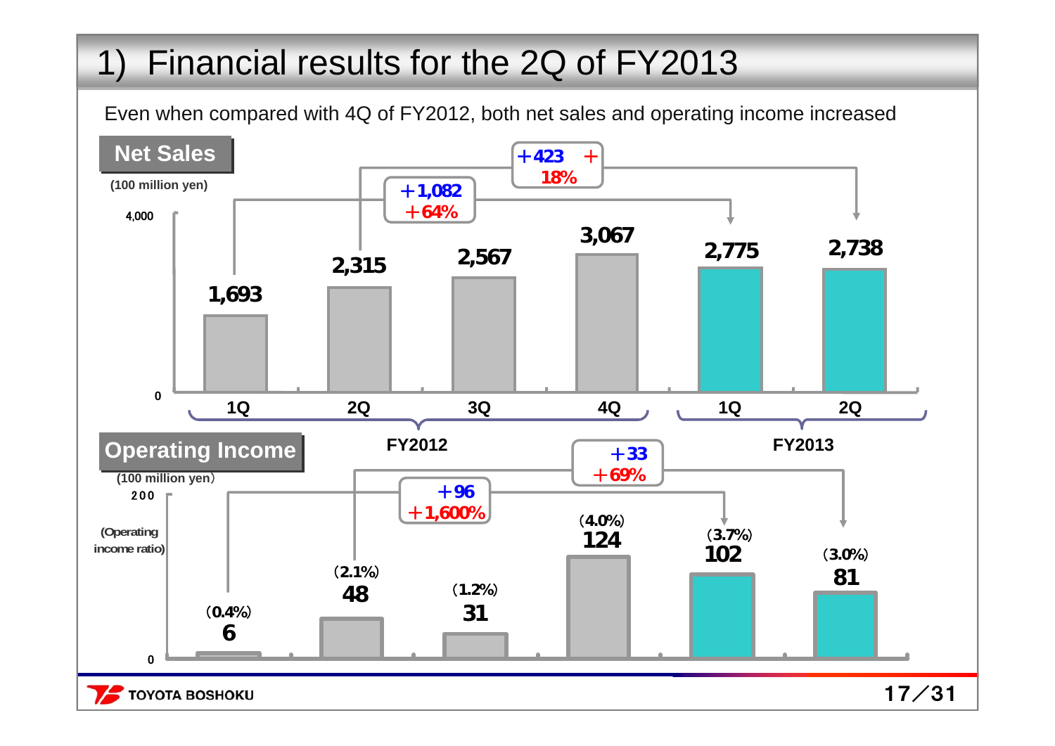# 1) Financial results for the 2Q of FY2013

Even when compared with 4Q of FY2012, both net sales and operating income increased

## Net Sales

(100 million yen)

| | FY2012 1Q | FY2012 2Q | FY2012 3Q | FY2012 4Q | FY2013 1Q | FY2013 2Q |
|---|---|---|---|---|---|---|
| Net Sales | 1,693 | 2,315 | 2,567 | 3,067 | 2,775 | 2,738 |

- FY2012 1Q → FY2013 1Q: ＋1,082 ＋64%
- FY2012 2Q → FY2013 2Q: ＋423 ＋18%

## Operating Income

(100 million yen)

| | FY2012 1Q | FY2012 2Q | FY2012 3Q | FY2012 4Q | FY2013 1Q | FY2013 2Q |
|---|---|---|---|---|---|---|
| Operating Income | 6 | 48 | 31 | 124 | 102 | 81 |
| (Operating income ratio) | (0.4%) | (2.1%) | (1.2%) | (4.0%) | (3.7%) | (3.0%) |

- FY2012 1Q → FY2013 1Q: ＋96 ＋1,600%
- FY2012 2Q → FY2013 2Q: ＋33 ＋69%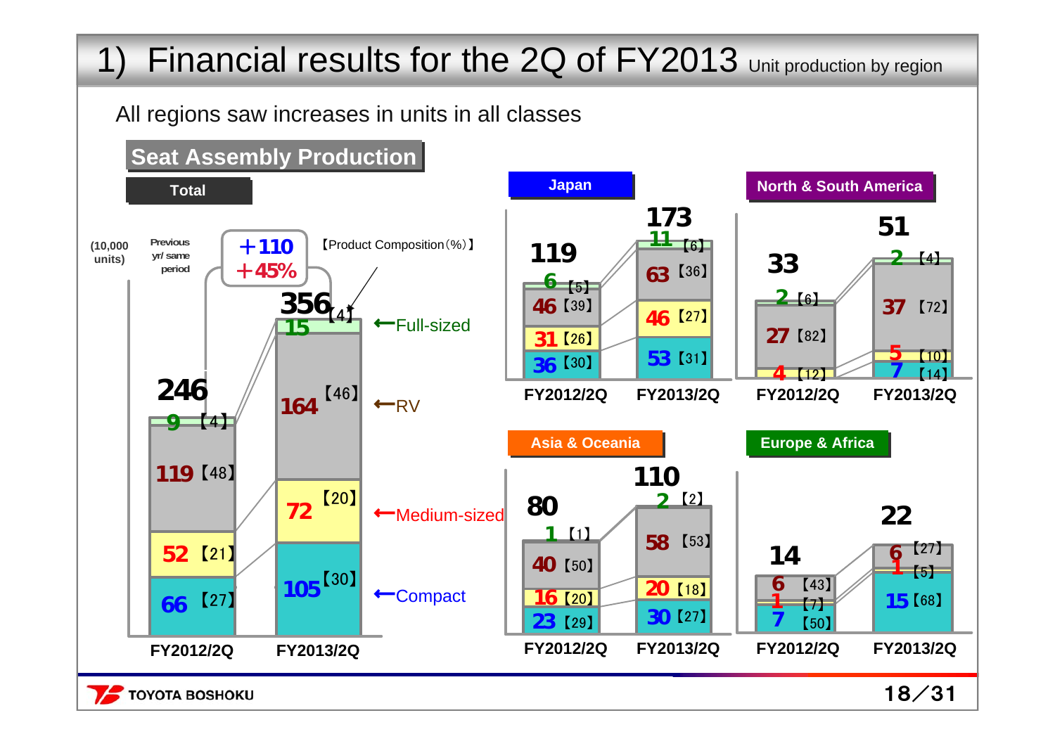# 1) Financial results for the 2Q of FY2013 Unit production by region

All regions saw increases in units in all classes

## Seat Assembly Production

### Total

(10,000 units) 【Product Composition(%)】

Previous yr/ same period: +110, +45%

| | FY2012/2Q | FY2013/2Q |
|---|---|---|
| Full-sized | 9【4】 | 15【4】 |
| RV | 119【48】 | 164【46】 |
| Medium-sized | 52【21】 | 72【20】 |
| Compact | 66【27】 | 105【30】 |
| Total | 246 | 356 |

### Japan

| | FY2012/2Q | FY2013/2Q |
|---|---|---|
| Full-sized | 6【5】 | 11【6】 |
| RV | 46【39】 | 63【36】 |
| Medium-sized | 31【26】 | 46【27】 |
| Compact | 36【30】 | 53【31】 |
| Total | 119 | 173 |

### North & South America

| | FY2012/2Q | FY2013/2Q |
|---|---|---|
| Full-sized | 2【6】 | 2【4】 |
| RV | 27【82】 | 37【72】 |
| Medium-sized | 4【12】 | 5【10】 |
| Compact | – | 7【14】 |
| Total | 33 | 51 |

### Asia & Oceania

| | FY2012/2Q | FY2013/2Q |
|---|---|---|
| Full-sized | 1【1】 | 2【2】 |
| RV | 40【50】 | 58【53】 |
| Medium-sized | 16【20】 | 20【18】 |
| Compact | 23【29】 | 30【27】 |
| Total | 80 | 110 |

### Europe & Africa

| | FY2012/2Q | FY2013/2Q |
|---|---|---|
| RV | 6【43】 | 6【27】 |
| Medium-sized | 1【7】 | 1【5】 |
| Compact | 7【50】 | 15【68】 |
| Total | 14 | 22 |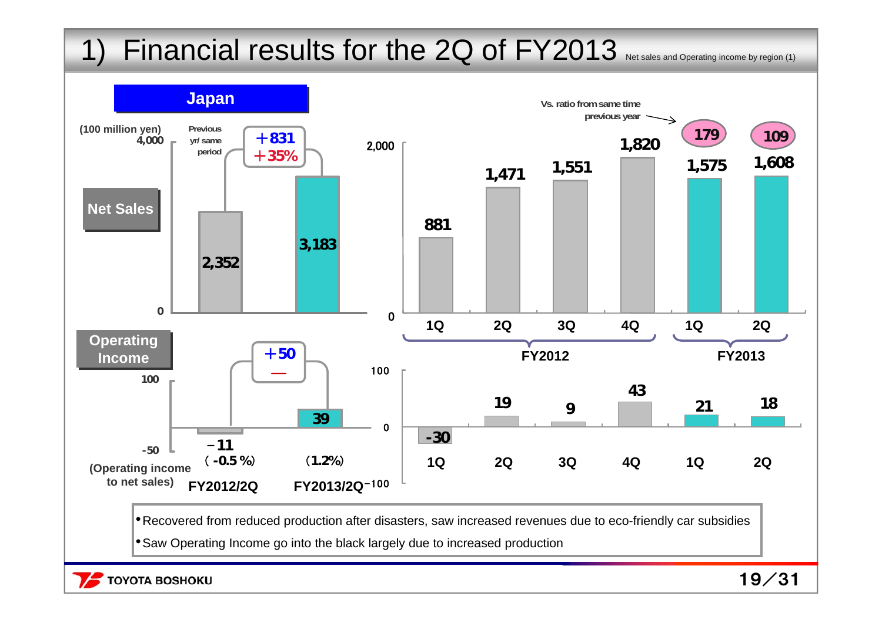# 1) Financial results for the 2Q of FY2013

Net sales and Operating income by region (1)

## Japan

(100 million yen)

**Net Sales**

| | FY2012/2Q | FY2013/2Q | Previous yr/ same period |
|---|---|---|---|
| Net Sales | 2,352 | 3,183 | +831 / +35% |
| Operating Income | −11 | 39 | +50 / — |
| (Operating income to net sales) | (-0.5%) | (1.2%) | |

| | FY2012 1Q | FY2012 2Q | FY2012 3Q | FY2012 4Q | FY2013 1Q | FY2013 2Q |
|---|---|---|---|---|---|---|
| Net Sales | 881 | 1,471 | 1,551 | 1,820 | 1,575 | 1,608 |
| Vs. ratio from same time previous year | | | | | 179 | 109 |
| Operating Income | -30 | 19 | 9 | 43 | 21 | 18 |

- Recovered from reduced production after disasters, saw increased revenues due to eco-friendly car subsidies
- Saw Operating Income go into the black largely due to increased production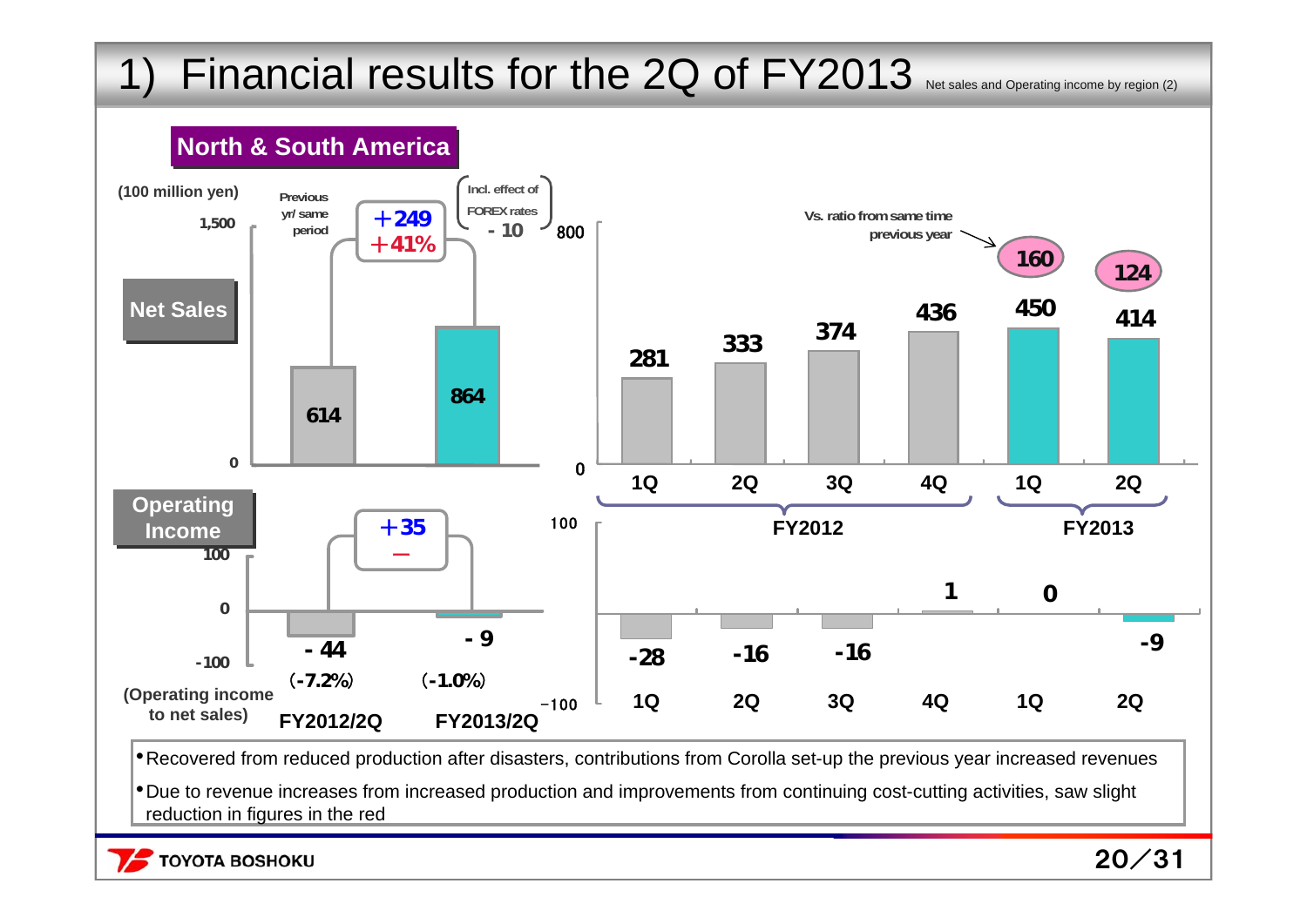# 1) Financial results for the 2Q of FY2013

Net sales and Operating income by region (2)

## North & South America

(100 million yen)

**Net Sales**

| | Previous yr/ same period | FY2013/2Q | Change |
|---|---|---|---|
| Net Sales | 614 | 864 | +249 / +41% (Incl. effect of FOREX rates - 10) |

| | FY2012 1Q | FY2012 2Q | FY2012 3Q | FY2012 4Q | FY2013 1Q | FY2013 2Q |
|---|---|---|---|---|---|---|
| Net Sales | 281 | 333 | 374 | 436 | 450 | 414 |
| Vs. ratio from same time previous year | | | | | 160 | 124 |

**Operating Income**

| | FY2012/2Q | FY2013/2Q | Change |
|---|---|---|---|
| Operating Income | - 44 | - 9 | +35 |
| (Operating income to net sales) | (-7.2%) | (-1.0%) | – |

| | FY2012 1Q | FY2012 2Q | FY2012 3Q | FY2012 4Q | FY2013 1Q | FY2013 2Q |
|---|---|---|---|---|---|---|
| Operating Income | -28 | -16 | -16 | 1 | 0 | -9 |

- Recovered from reduced production after disasters, contributions from Corolla set-up the previous year increased revenues
- Due to revenue increases from increased production and improvements from continuing cost-cutting activities, saw slight reduction in figures in the red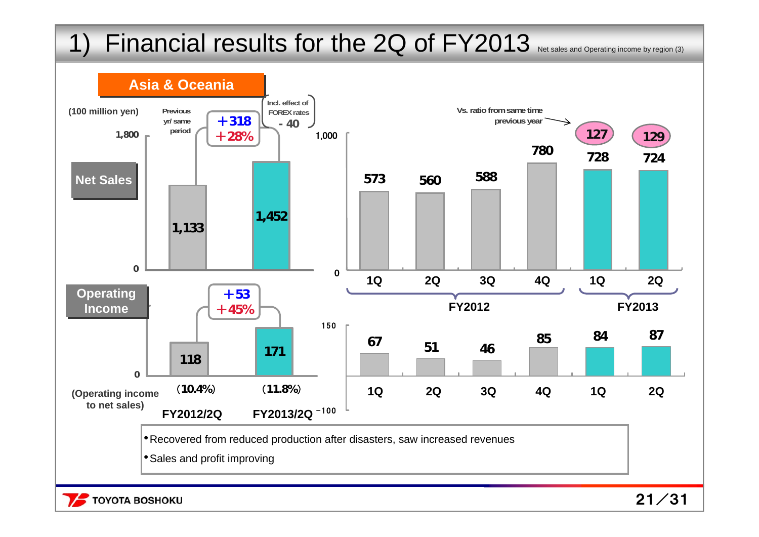# 1) Financial results for the 2Q of FY2013

Net sales and Operating income by region (3)

## Asia & Oceania

(100 million yen)

**Net Sales**

| | FY2012/2Q | FY2013/2Q | Previous yr/ same period |
|---|---|---|---|
| Net Sales | 1,133 | 1,452 | +318 / +28% (Incl. effect of FOREX rates - 40) |
| Operating Income | 118 | 171 | +53 / +45% |
| (Operating income to net sales) | (10.4%) | (11.8%) | |

**Quarterly results**

| | FY2012 1Q | FY2012 2Q | FY2012 3Q | FY2012 4Q | FY2013 1Q | FY2013 2Q |
|---|---|---|---|---|---|---|
| Net Sales | 573 | 560 | 588 | 780 | 728 | 724 |
| Vs. ratio from same time previous year | | | | | 127 | 129 |
| Operating Income | 67 | 51 | 46 | 85 | 84 | 87 |

- Recovered from reduced production after disasters, saw increased revenues
- Sales and profit improving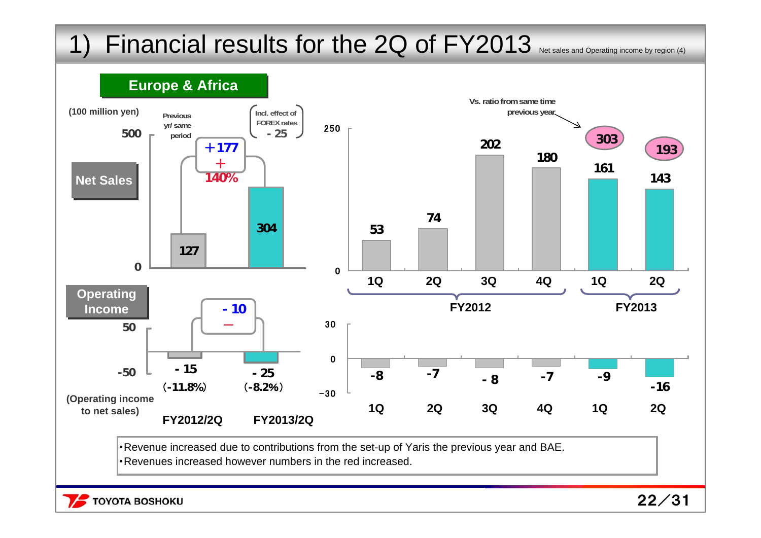# 1) Financial results for the 2Q of FY2013

Net sales and Operating income by region (4)

## Europe & Africa

(100 million yen)

**Net Sales**

| | Previous yr/ same period (FY2012/2Q) | FY2013/2Q |
|---|---|---|
| Net Sales | 127 | 304 |

+177 / + 140%

Incl. effect of FOREX rates - 25

| | FY2012 1Q | FY2012 2Q | FY2012 3Q | FY2012 4Q | FY2013 1Q | FY2013 2Q |
|---|---|---|---|---|---|---|
| Net Sales | 53 | 74 | 202 | 180 | 161 | 143 |
| Vs. ratio from same time previous year | | | | | 303 | 193 |

**Operating Income**

| | FY2012/2Q | FY2013/2Q |
|---|---|---|
| Operating Income | - 15 | - 25 |
| (Operating income to net sales) | (-11.8%) | (-8.2%) |

- 10 / —

| | FY2012 1Q | FY2012 2Q | FY2012 3Q | FY2012 4Q | FY2013 1Q | FY2013 2Q |
|---|---|---|---|---|---|---|
| Operating Income | -8 | -7 | - 8 | -7 | -9 | -16 |

- •Revenue increased due to contributions from the set-up of Yaris the previous year and BAE.
- •Revenues increased however numbers in the red increased.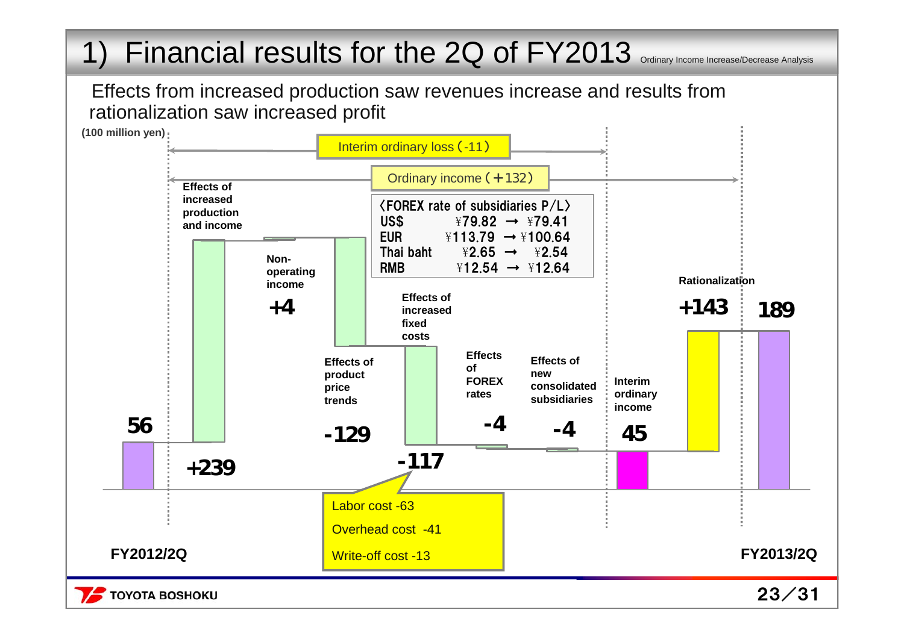# 1) Financial results for the 2Q of FY2013 Ordinary Income Increase/Decrease Analysis

Effects from increased production saw revenues increase and results from rationalization saw increased profit

(100 million yen)

Interim ordinary loss (-11)

Ordinary income (+132)

〈FOREX rate of subsidiaries P/L〉

| | | |
|---|---|---|
| US$ | ¥79.82 → | ¥79.41 |
| EUR | ¥113.79 → | ¥100.64 |
| Thai baht | ¥2.65 → | ¥2.54 |
| RMB | ¥12.54 → | ¥12.64 |

| Item | Amount |
|---|---|
| FY2012/2Q | 56 |
| Effects of increased production and income | +239 |
| Non-operating income | +4 |
| Effects of product price trends | -129 |
| Effects of increased fixed costs | -117 |
| Effects of FOREX rates | -4 |
| Effects of new consolidated subsidiaries | -4 |
| Interim ordinary income | 45 |
| Rationalization | +143 |
| FY2013/2Q | 189 |

Effects of increased fixed costs breakdown:

- Labor cost -63
- Overhead cost -41
- Write-off cost -13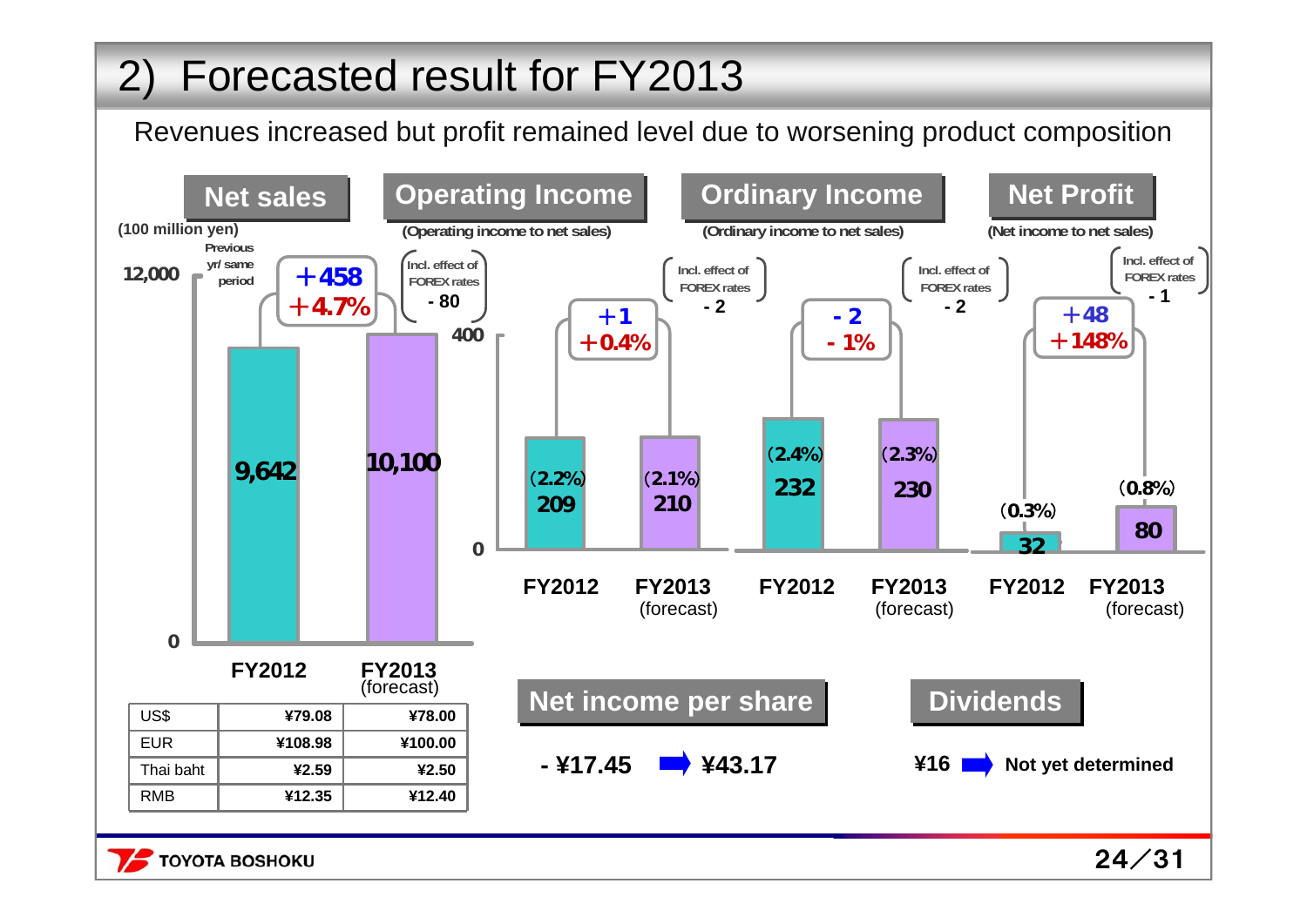# 2) Forecasted result for FY2013

Revenues increased but profit remained level due to worsening product composition

## Net sales

(100 million yen)

| | FY2012 | FY2013 (forecast) |
|---|---|---|
| Net sales | 9,642 | 10,100 |

Previous yr/ same period: +458, +4.7%

Incl. effect of FOREX rates: - 80

| | FY2012 | FY2013 (forecast) |
|---|---|---|
| US$ | ¥79.08 | ¥78.00 |
| EUR | ¥108.98 | ¥100.00 |
| Thai baht | ¥2.59 | ¥2.50 |
| RMB | ¥12.35 | ¥12.40 |

## Operating Income

(Operating income to net sales)

| | FY2012 | FY2013 (forecast) |
|---|---|---|
| Operating Income | 209 (2.2%) | 210 (2.1%) |

+1, +0.4%

Incl. effect of FOREX rates: - 2

## Ordinary Income

(Ordinary income to net sales)

| | FY2012 | FY2013 (forecast) |
|---|---|---|
| Ordinary Income | 232 (2.4%) | 230 (2.3%) |

- 2, - 1%

Incl. effect of FOREX rates: - 2

## Net Profit

(Net income to net sales)

| | FY2012 | FY2013 (forecast) |
|---|---|---|
| Net Profit | 32 (0.3%) | 80 (0.8%) |

+48, +148%

Incl. effect of FOREX rates: - 1

## Net income per share

- ¥17.45 ➡ ¥43.17

## Dividends

¥16 ➡ Not yet determined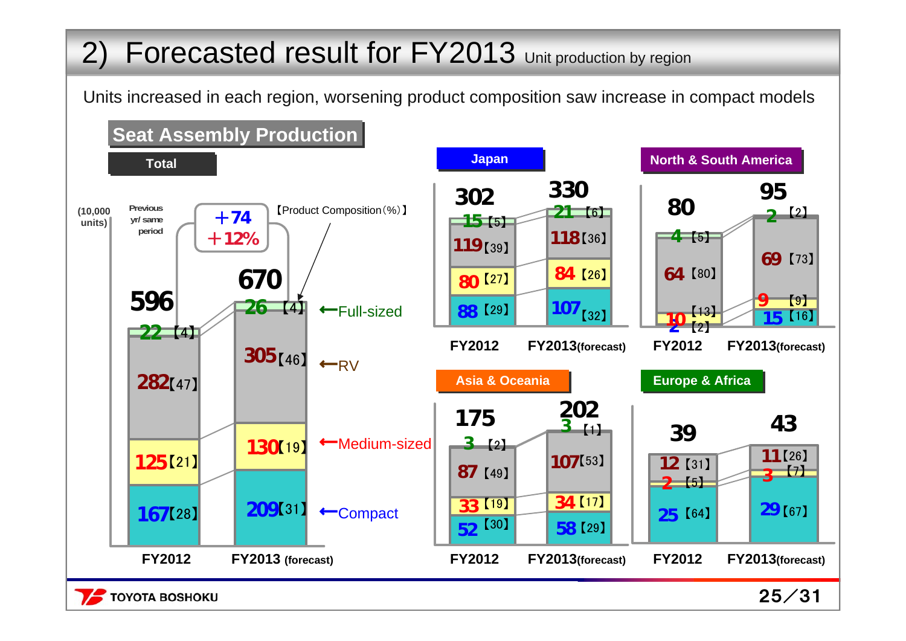# 2) Forecasted result for FY2013 Unit production by region

Units increased in each region, worsening product composition saw increase in compact models

## Seat Assembly Production

### Total

(10,000 units) 【Product Composition（%）】

Previous yr/ same period: ＋74, ＋12%

| | FY2012 | FY2013 (forecast) |
|---|---|---|
| Total | 596 | 670 |
| Full-sized | 22【4】 | 26【4】 |
| RV | 282【47】 | 305【46】 |
| Medium-sized | 125【21】 | 130【19】 |
| Compact | 167【28】 | 209【31】 |

### Japan

| | FY2012 | FY2013(forecast) |
|---|---|---|
| Total | 302 | 330 |
| Full-sized | 15【5】 | 21【6】 |
| RV | 119【39】 | 118【36】 |
| Medium-sized | 80【27】 | 84【26】 |
| Compact | 88【29】 | 107【32】 |

### North & South America

| | FY2012 | FY2013(forecast) |
|---|---|---|
| Total | 80 | 95 |
| Full-sized | 4【5】 | 2【2】 |
| RV | 64【80】 | 69【73】 |
| Medium-sized | 10【13】 | 9【9】 |
| Compact | 2【2】 | 15【16】 |

### Asia & Oceania

| | FY2012 | FY2013(forecast) |
|---|---|---|
| Total | 175 | 202 |
| Full-sized | 3【2】 | 3【1】 |
| RV | 87【49】 | 107【53】 |
| Medium-sized | 33【19】 | 34【17】 |
| Compact | 52【30】 | 58【29】 |

### Europe & Africa

| | FY2012 | FY2013(forecast) |
|---|---|---|
| Total | 39 | 43 |
| RV | 12【31】 | 11【26】 |
| Medium-sized | 2【5】 | 3【7】 |
| Compact | 25【64】 | 29【67】 |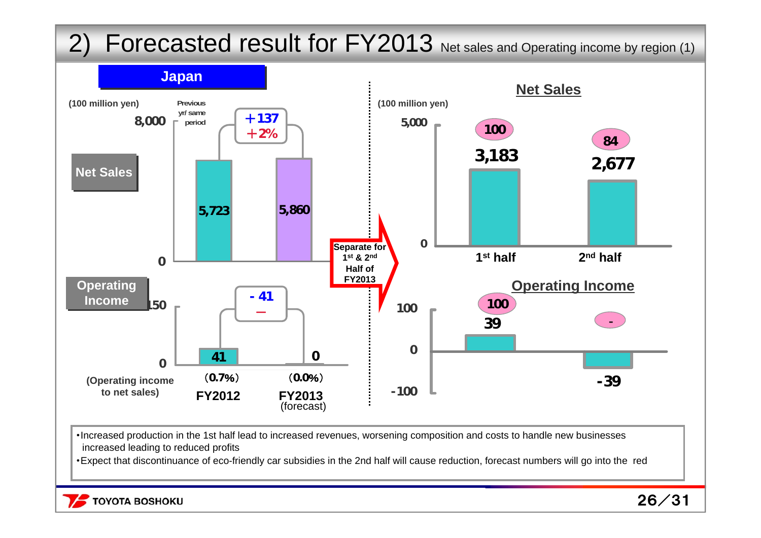# 2) Forecasted result for FY2013 Net sales and Operating income by region (1)

## Japan

(100 million yen)

| | FY2012 | FY2013 (forecast) | Previous yr/ same period |
|---|---|---|---|
| Net Sales | 5,723 | 5,860 | +137 (+2%) |
| Operating Income | 41 | 0 | - 41 (–) |
| (Operating income to net sales) | (0.7%) | (0.0%) | |

**Separate for 1st & 2nd Half of FY2013**

(100 million yen)

| | 1st half | 2nd half |
|---|---|---|
| Net Sales | 3,183 (100) | 2,677 (84) |
| Operating Income | 39 (100) | -39 (-) |

- Increased production in the 1st half lead to increased revenues, worsening composition and costs to handle new businesses increased leading to reduced profits
- Expect that discontinuance of eco-friendly car subsidies in the 2nd half will cause reduction, forecast numbers will go into the red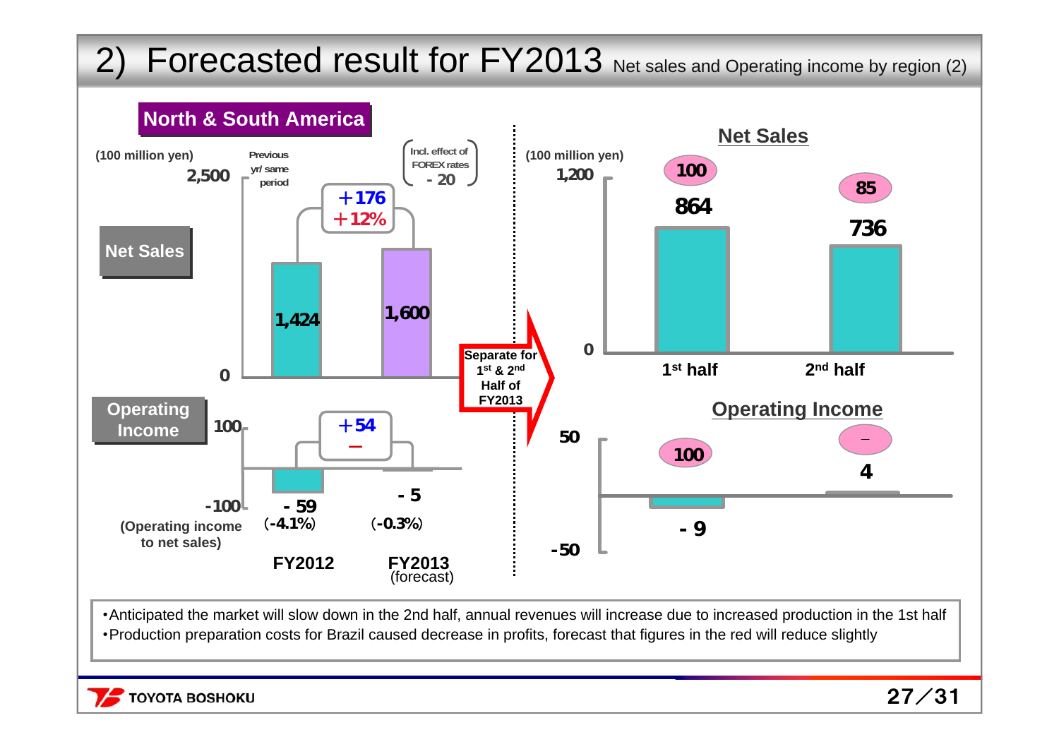# 2) Forecasted result for FY2013 Net sales and Operating income by region (2)

## North & South America

**Net Sales** (100 million yen)

| | FY2012 | FY2013 (forecast) | Change |
|---|---|---|---|
| Net Sales | 1,424 | 1,600 | +176 (+12%) |

Incl. effect of FOREX rates: - 20

**Operating Income** (100 million yen)

| | FY2012 | FY2013 (forecast) | Change |
|---|---|---|---|
| Operating Income | - 59 | - 5 | +54 (−) |
| (Operating income to net sales) | (-4.1%) | (-0.3%) | |

Separate for 1st & 2nd Half of FY2013

**Net Sales** (100 million yen)

| | 1st half | 2nd half |
|---|---|---|
| Net Sales | 864 | 736 |
| Previous yr/ same period (%) | 100 | 85 |

**Operating Income** (100 million yen)

| | 1st half | 2nd half |
|---|---|---|
| Operating Income | - 9 | 4 |
| Previous yr/ same period (%) | 100 | – |

- Anticipated the market will slow down in the 2nd half, annual revenues will increase due to increased production in the 1st half
- Production preparation costs for Brazil caused decrease in profits, forecast that figures in the red will reduce slightly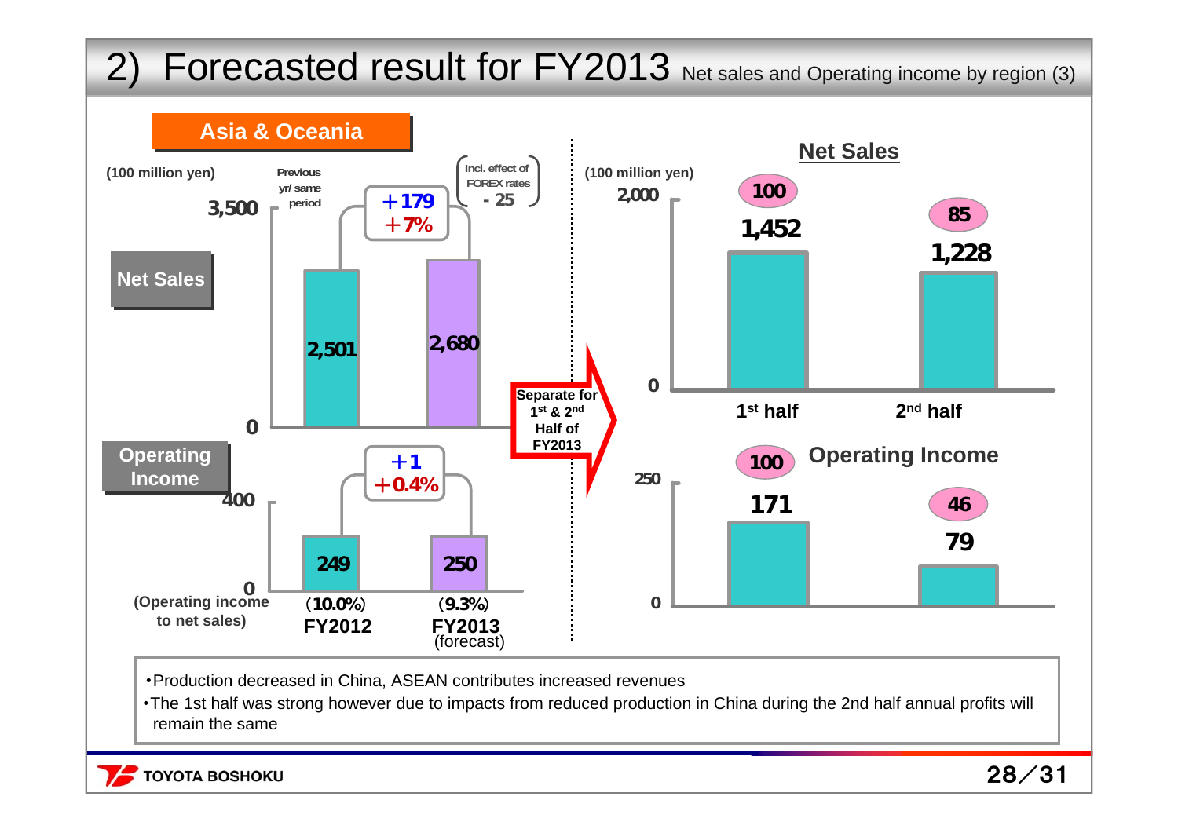# 2) Forecasted result for FY2013 Net sales and Operating income by region (3)

## Asia & Oceania

(100 million yen)

| | FY2012 | FY2013 (forecast) | Previous yr/ same period |
|---|---|---|---|
| Net Sales | 2,501 | 2,680 | +179 / +7% (Incl. effect of FOREX rates - 25) |
| Operating Income | 249 | 250 | +1 / +0.4% |
| (Operating income to net sales) | (10.0%) | (9.3%) | |

Separate for 1st & 2nd Half of FY2013

(100 million yen)

### Net Sales

| | 1st half | 2nd half |
|---|---|---|
| Net Sales | 1,452 | 1,228 |
| | 100 | 85 |

### Operating Income

| | 1st half | 2nd half |
|---|---|---|
| Operating Income | 171 | 79 |
| | 100 | 46 |

- Production decreased in China, ASEAN contributes increased revenues
- The 1st half was strong however due to impacts from reduced production in China during the 2nd half annual profits will remain the same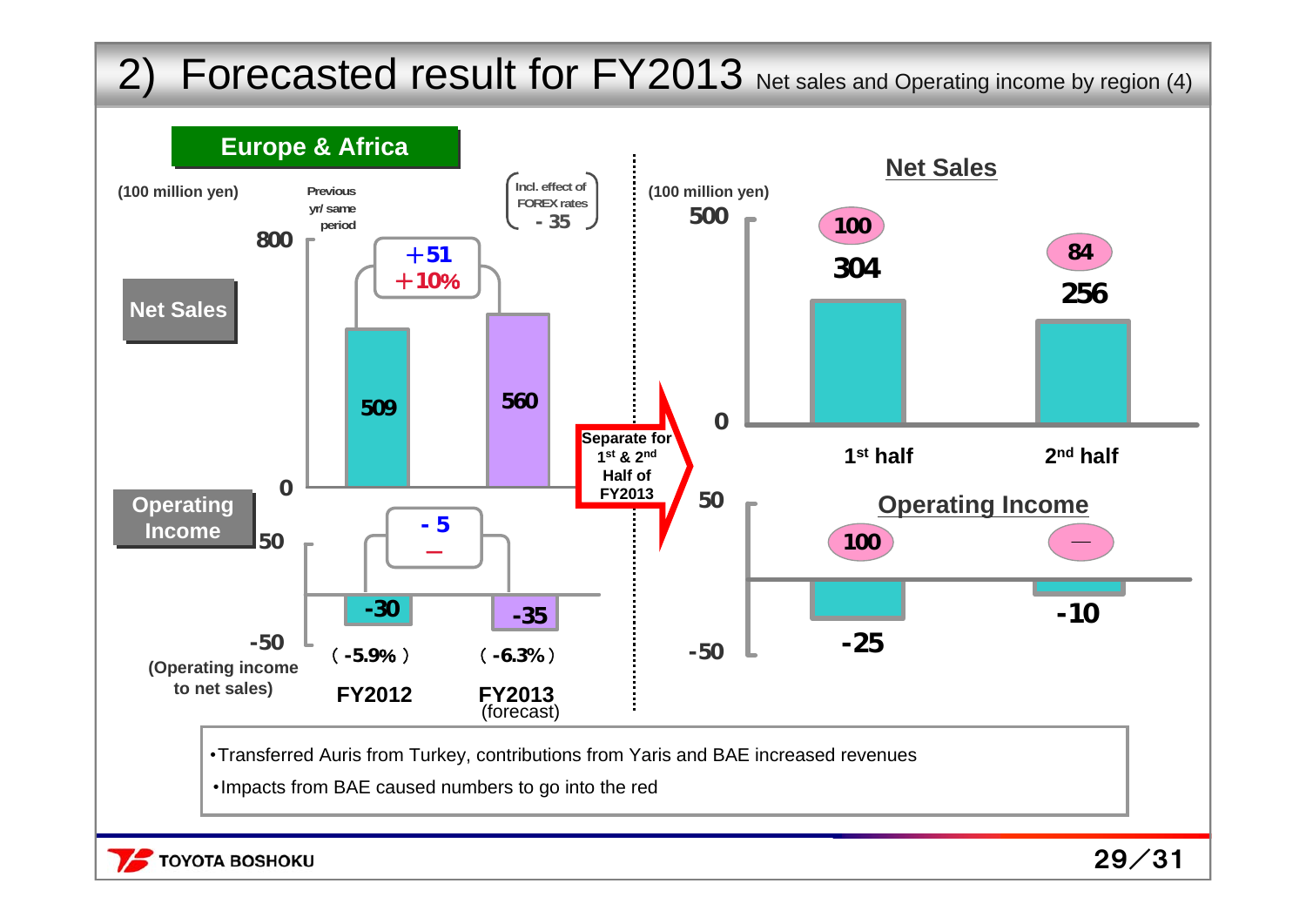# 2) Forecasted result for FY2013 Net sales and Operating income by region (4)

## Europe & Africa

(100 million yen)

| | FY2012 | FY2013 (forecast) | Previous yr/ same period | Incl. effect of FOREX rates |
|---|---|---|---|---|
| Net Sales | 509 | 560 | +51 (+10%) | - 35 |
| Operating Income | -30 | -35 | - 5 | |
| (Operating income to net sales) | (-5.9%) | (-6.3%) | | |

Separate for 1st & 2nd Half of FY2013

(100 million yen)

| | 1st half | 2nd half |
|---|---|---|
| Net Sales | 304 (100) | 256 (84) |
| Operating Income | -25 (100) | -10 (—) |

- Transferred Auris from Turkey, contributions from Yaris and BAE increased revenues
- Impacts from BAE caused numbers to go into the red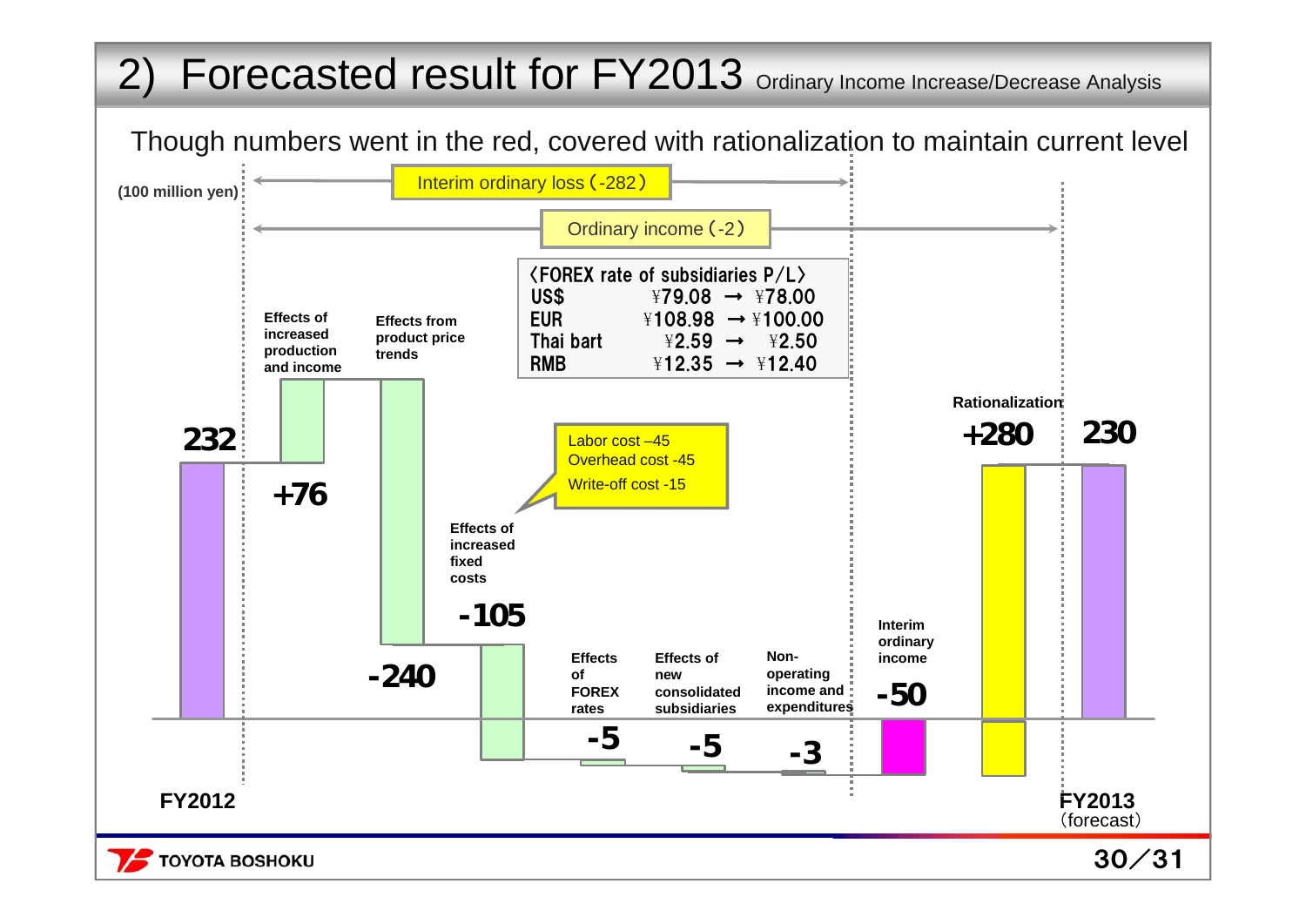# 2) Forecasted result for FY2013 Ordinary Income Increase/Decrease Analysis

Though numbers went in the red, covered with rationalization to maintain current level

(100 million yen)

Interim ordinary loss (-282)

Ordinary income (-2)

| 〈FOREX rate of subsidiaries P/L〉 | |
|---|---|
| US$ | ¥79.08 → ¥78.00 |
| EUR | ¥108.98 → ¥100.00 |
| Thai bart | ¥2.59 → ¥2.50 |
| RMB | ¥12.35 → ¥12.40 |

| Item | Amount |
|---|---|
| FY2012 | 232 |
| Effects of increased production and income | +76 |
| Effects from product price trends | -240 |
| Effects of increased fixed costs | -105 |
| Effects of FOREX rates | -5 |
| Effects of new consolidated subsidiaries | -5 |
| Non-operating income and expenditures | -3 |
| Interim ordinary income | -50 |
| Rationalization | +280 |
| FY2013 (forecast) | 230 |

Effects of increased fixed costs breakdown:
- Labor cost –45
- Overhead cost -45
- Write-off cost -15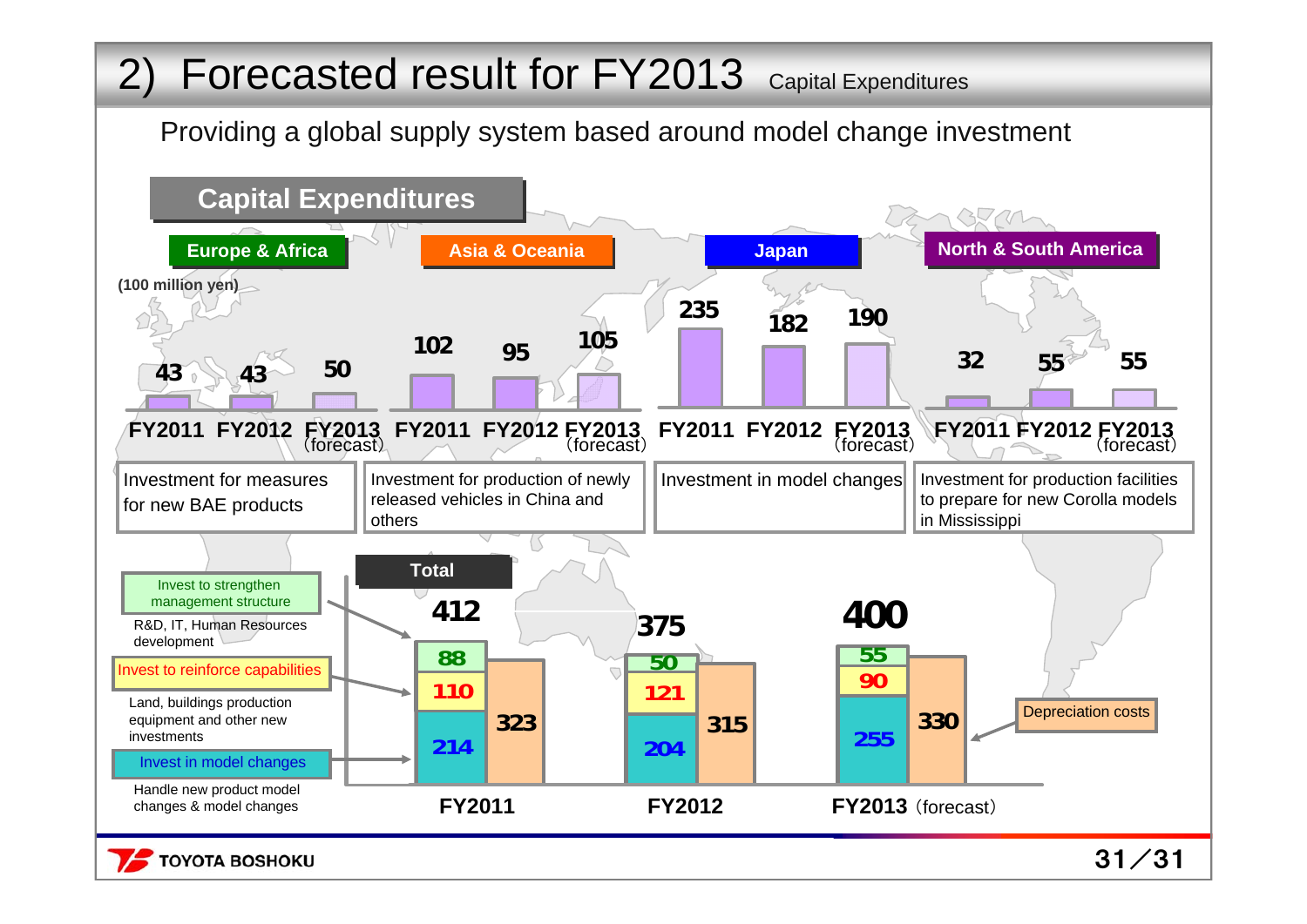# 2) Forecasted result for FY2013 Capital Expenditures

Providing a global supply system based around model change investment

## Capital Expenditures

(100 million yen)

**Europe & Africa**

43 43 50

FY2011 FY2012 FY2013 (forecast)

Investment for measures for new BAE products

**Asia & Oceania**

102 95 105

FY2011 FY2012 FY2013 (forecast)

Investment for production of newly released vehicles in China and others

**Japan**

235 182 190

FY2011 FY2012 FY2013 (forecast)

Investment in model changes

**North & South America**

32 55 55

FY2011 FY2012 FY2013 (forecast)

Investment for production facilities to prepare for new Corolla models in Mississippi

**Total**

Invest to strengthen management structure

R&D, IT, Human Resources development

Invest to reinforce capabilities

Land, buildings production equipment and other new investments

Invest in model changes

Handle new product model changes & model changes

Depreciation costs

FY2011: 412 (88, 110, 214) 323

FY2012: 375 (50, 121, 204) 315

FY2013 (forecast): 400 (55, 90, 255) 330

TOYOTA BOSHOKU